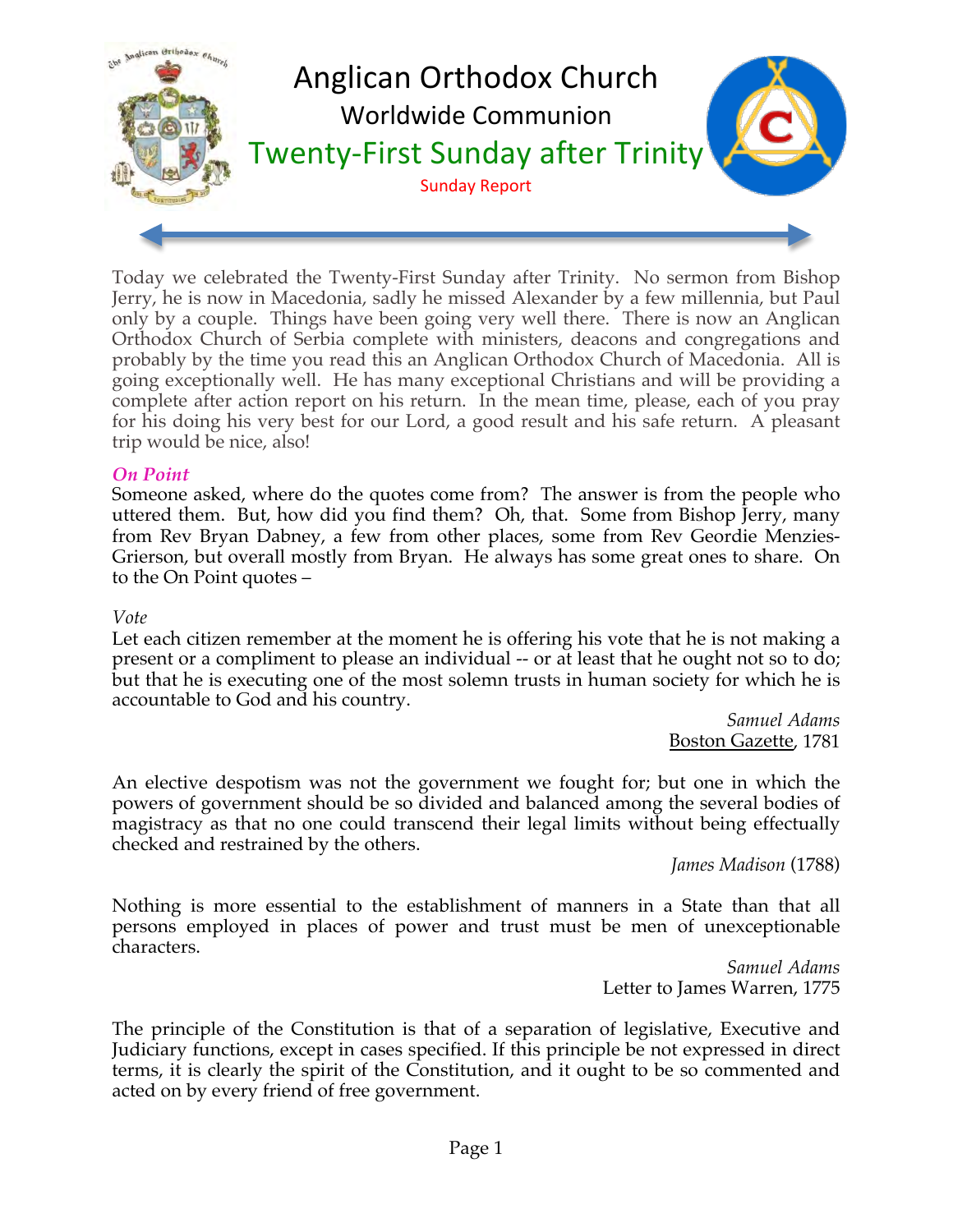# Anglican Orthodox Church

## Worldwide Communion

## Twenty-First Sunday after Trinity

Sunday Report

Today we celebrated the Twenty-First Sunday after Trinity. No sermon from Bishop Jerry, he is now in Macedonia, sadly he missed Alexander by a few millennia, but Paul only by a couple. Things have been going very well there. There is now an Anglican Orthodox Church of Serbia complete with ministers, deacons and congregations and probably by the time you read this an Anglican Orthodox Church of Macedonia. All is going exceptionally well. He has many exceptional Christians and will be providing a complete after action report on his return. In the mean time, please, each of you pray for his doing his very best for our Lord, a good result and his safe return. A pleasant trip would be nice, also!

### *On Point*

Someone asked, where do the quotes come from? The answer is from the people who uttered them. But, how did you find them? Oh, that. Some from Bishop Jerry, many from Rev Bryan Dabney, a few from other places, some from Rev Geordie Menzies-Grierson, but overall mostly from Bryan. He always has some great ones to share. On to the On Point quotes –

*Vote*

Let each citizen remember at the moment he is offering his vote that he is not making a present or a compliment to please an individual -- or at least that he ought not so to do; but that he is executing one of the most solemn trusts in human society for which he is accountable to God and his country.

*Samuel Adams*
Boston Gazette, 1781

An elective despotism was not the government we fought for; but one in which the powers of government should be so divided and balanced among the several bodies of magistracy as that no one could transcend their legal limits without being effectually checked and restrained by the others.

*James Madison* (1788)

Nothing is more essential to the establishment of manners in a State than that all persons employed in places of power and trust must be men of unexceptionable characters.

*Samuel Adams*
Letter to James Warren, 1775

The principle of the Constitution is that of a separation of legislative, Executive and Judiciary functions, except in cases specified. If this principle be not expressed in direct terms, it is clearly the spirit of the Constitution, and it ought to be so commented and acted on by every friend of free government.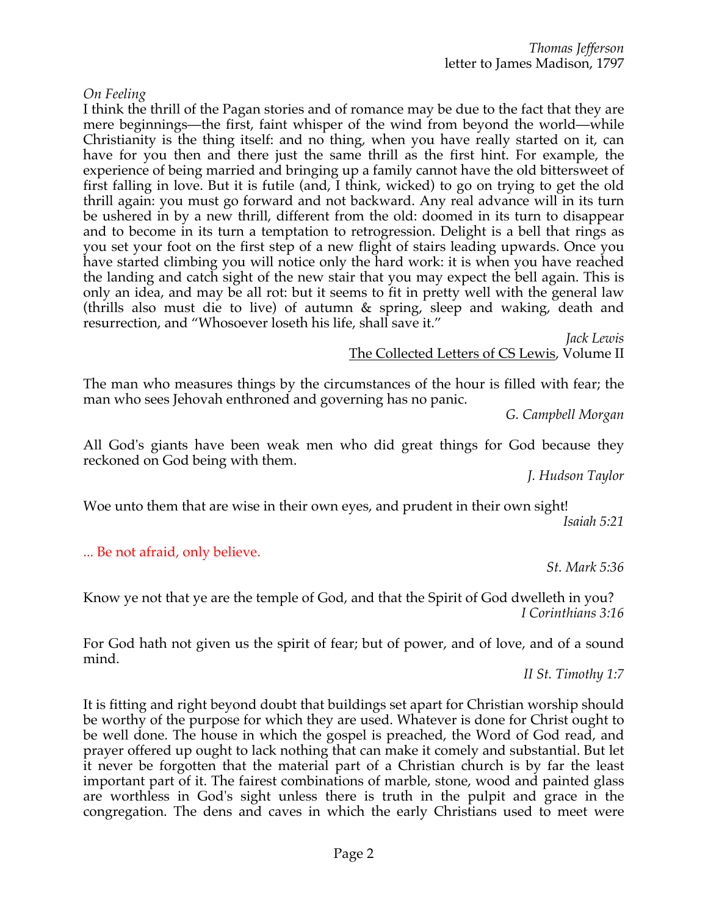*Thomas Jefferson*
letter to James Madison, 1797

*On Feeling*
I think the thrill of the Pagan stories and of romance may be due to the fact that they are mere beginnings—the first, faint whisper of the wind from beyond the world—while Christianity is the thing itself: and no thing, when you have really started on it, can have for you then and there just the same thrill as the first hint. For example, the experience of being married and bringing up a family cannot have the old bittersweet of first falling in love. But it is futile (and, I think, wicked) to go on trying to get the old thrill again: you must go forward and not backward. Any real advance will in its turn be ushered in by a new thrill, different from the old: doomed in its turn to disappear and to become in its turn a temptation to retrogression. Delight is a bell that rings as you set your foot on the first step of a new flight of stairs leading upwards. Once you have started climbing you will notice only the hard work: it is when you have reached the landing and catch sight of the new stair that you may expect the bell again. This is only an idea, and may be all rot: but it seems to fit in pretty well with the general law (thrills also must die to live) of autumn & spring, sleep and waking, death and resurrection, and "Whosoever loseth his life, shall save it."

*Jack Lewis*
The Collected Letters of CS Lewis, Volume II

The man who measures things by the circumstances of the hour is filled with fear; the man who sees Jehovah enthroned and governing has no panic.

*G. Campbell Morgan*

All God's giants have been weak men who did great things for God because they reckoned on God being with them.

*J. Hudson Taylor*

Woe unto them that are wise in their own eyes, and prudent in their own sight!

*Isaiah 5:21*

... Be not afraid, only believe.

*St. Mark 5:36*

Know ye not that ye are the temple of God, and that the Spirit of God dwelleth in you?

*I Corinthians 3:16*

For God hath not given us the spirit of fear; but of power, and of love, and of a sound mind.

*II St. Timothy 1:7*

It is fitting and right beyond doubt that buildings set apart for Christian worship should be worthy of the purpose for which they are used. Whatever is done for Christ ought to be well done. The house in which the gospel is preached, the Word of God read, and prayer offered up ought to lack nothing that can make it comely and substantial. But let it never be forgotten that the material part of a Christian church is by far the least important part of it. The fairest combinations of marble, stone, wood and painted glass are worthless in God's sight unless there is truth in the pulpit and grace in the congregation. The dens and caves in which the early Christians used to meet were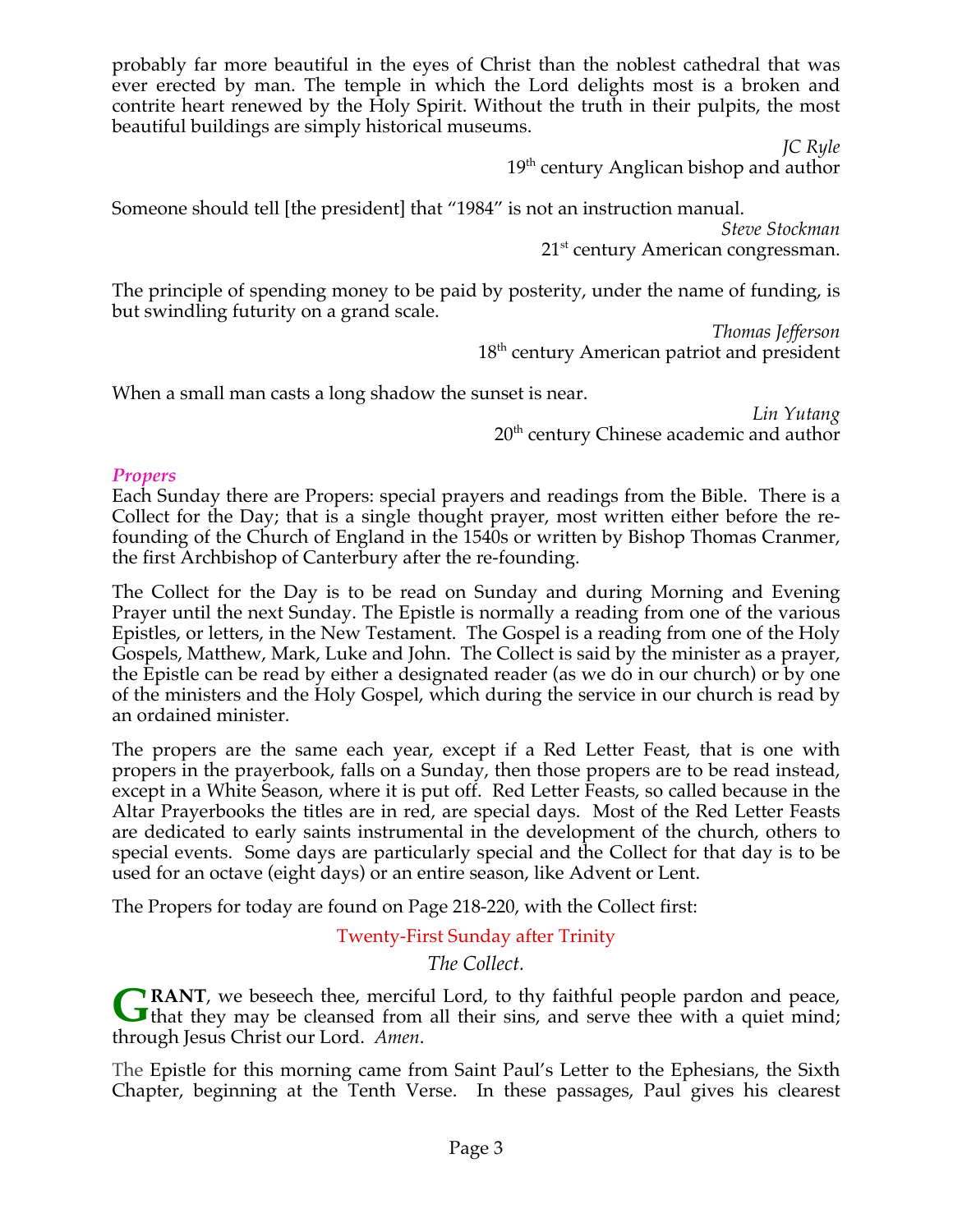probably far more beautiful in the eyes of Christ than the noblest cathedral that was ever erected by man. The temple in which the Lord delights most is a broken and contrite heart renewed by the Holy Spirit. Without the truth in their pulpits, the most beautiful buildings are simply historical museums.

*JC Ryle*
19th century Anglican bishop and author

Someone should tell [the president] that "1984" is not an instruction manual.

*Steve Stockman*
21st century American congressman.

The principle of spending money to be paid by posterity, under the name of funding, is but swindling futurity on a grand scale.

*Thomas Jefferson*
18th century American patriot and president

When a small man casts a long shadow the sunset is near.

*Lin Yutang*
20th century Chinese academic and author

### *Propers*

Each Sunday there are Propers: special prayers and readings from the Bible. There is a Collect for the Day; that is a single thought prayer, most written either before the re-founding of the Church of England in the 1540s or written by Bishop Thomas Cranmer, the first Archbishop of Canterbury after the re-founding.

The Collect for the Day is to be read on Sunday and during Morning and Evening Prayer until the next Sunday. The Epistle is normally a reading from one of the various Epistles, or letters, in the New Testament. The Gospel is a reading from one of the Holy Gospels, Matthew, Mark, Luke and John. The Collect is said by the minister as a prayer, the Epistle can be read by either a designated reader (as we do in our church) or by one of the ministers and the Holy Gospel, which during the service in our church is read by an ordained minister.

The propers are the same each year, except if a Red Letter Feast, that is one with propers in the prayerbook, falls on a Sunday, then those propers are to be read instead, except in a White Season, where it is put off. Red Letter Feasts, so called because in the Altar Prayerbooks the titles are in red, are special days. Most of the Red Letter Feasts are dedicated to early saints instrumental in the development of the church, others to special events. Some days are particularly special and the Collect for that day is to be used for an octave (eight days) or an entire season, like Advent or Lent.

The Propers for today are found on Page 218-220, with the Collect first:

Twenty-First Sunday after Trinity

*The Collect.*

**GRANT**, we beseech thee, merciful Lord, to thy faithful people pardon and peace, that they may be cleansed from all their sins, and serve thee with a quiet mind; through Jesus Christ our Lord. *Amen*.

The Epistle for this morning came from Saint Paul's Letter to the Ephesians, the Sixth Chapter, beginning at the Tenth Verse. In these passages, Paul gives his clearest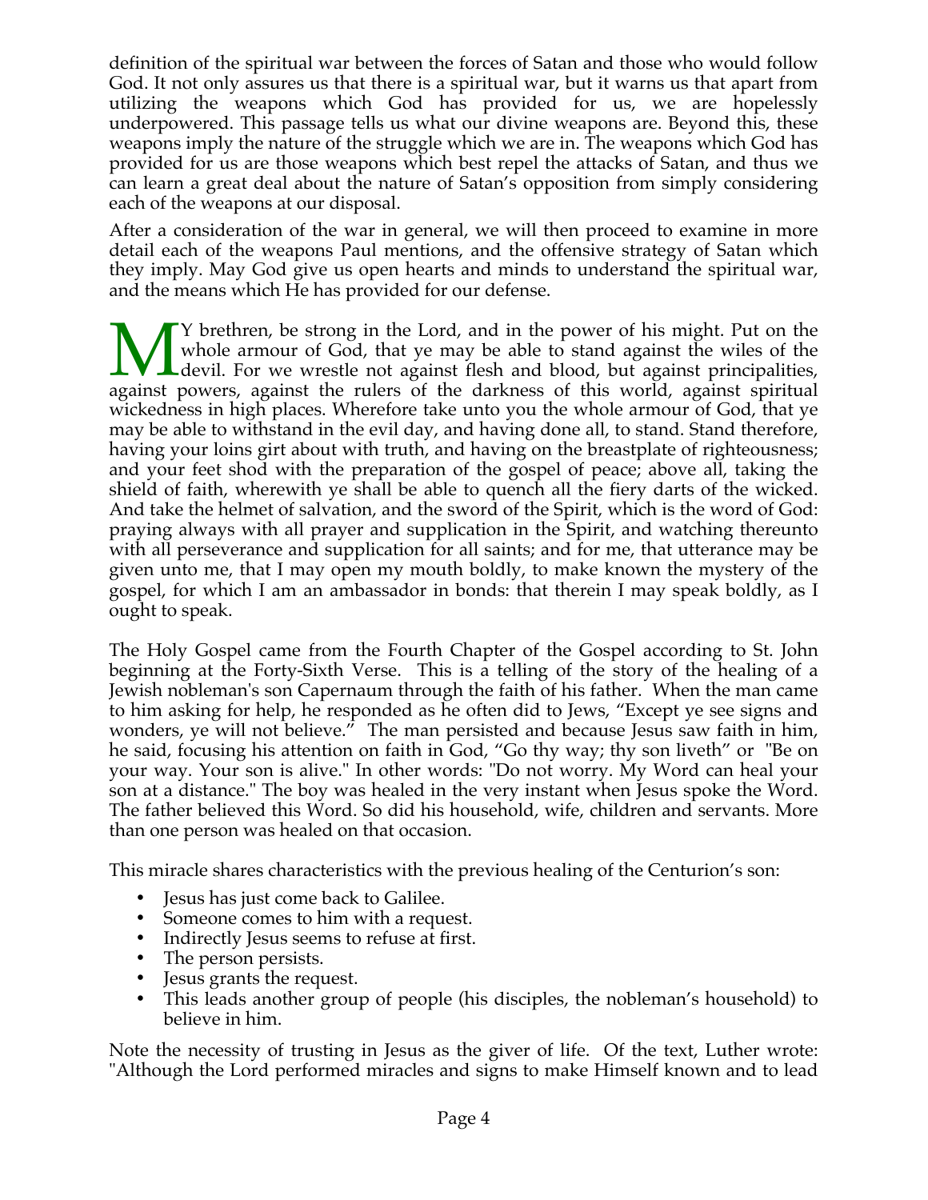definition of the spiritual war between the forces of Satan and those who would follow God. It not only assures us that there is a spiritual war, but it warns us that apart from utilizing the weapons which God has provided for us, we are hopelessly underpowered. This passage tells us what our divine weapons are. Beyond this, these weapons imply the nature of the struggle which we are in. The weapons which God has provided for us are those weapons which best repel the attacks of Satan, and thus we can learn a great deal about the nature of Satan's opposition from simply considering each of the weapons at our disposal.

After a consideration of the war in general, we will then proceed to examine in more detail each of the weapons Paul mentions, and the offensive strategy of Satan which they imply. May God give us open hearts and minds to understand the spiritual war, and the means which He has provided for our defense.

MY brethren, be strong in the Lord, and in the power of his might. Put on the whole armour of God, that ye may be able to stand against the wiles of the devil. For we wrestle not against flesh and blood, but against principalities, against powers, against the rulers of the darkness of this world, against spiritual wickedness in high places. Wherefore take unto you the whole armour of God, that ye may be able to withstand in the evil day, and having done all, to stand. Stand therefore, having your loins girt about with truth, and having on the breastplate of righteousness; and your feet shod with the preparation of the gospel of peace; above all, taking the shield of faith, wherewith ye shall be able to quench all the fiery darts of the wicked. And take the helmet of salvation, and the sword of the Spirit, which is the word of God: praying always with all prayer and supplication in the Spirit, and watching thereunto with all perseverance and supplication for all saints; and for me, that utterance may be given unto me, that I may open my mouth boldly, to make known the mystery of the gospel, for which I am an ambassador in bonds: that therein I may speak boldly, as I ought to speak.

The Holy Gospel came from the Fourth Chapter of the Gospel according to St. John beginning at the Forty-Sixth Verse. This is a telling of the story of the healing of a Jewish nobleman's son Capernaum through the faith of his father. When the man came to him asking for help, he responded as he often did to Jews, "Except ye see signs and wonders, ye will not believe." The man persisted and because Jesus saw faith in him, he said, focusing his attention on faith in God, "Go thy way; thy son liveth" or "Be on your way. Your son is alive." In other words: "Do not worry. My Word can heal your son at a distance." The boy was healed in the very instant when Jesus spoke the Word. The father believed this Word. So did his household, wife, children and servants. More than one person was healed on that occasion.

This miracle shares characteristics with the previous healing of the Centurion's son:

- Jesus has just come back to Galilee.
- Someone comes to him with a request.
- Indirectly Jesus seems to refuse at first.
- The person persists.
- Jesus grants the request.
- This leads another group of people (his disciples, the nobleman's household) to believe in him.

Note the necessity of trusting in Jesus as the giver of life. Of the text, Luther wrote: "Although the Lord performed miracles and signs to make Himself known and to lead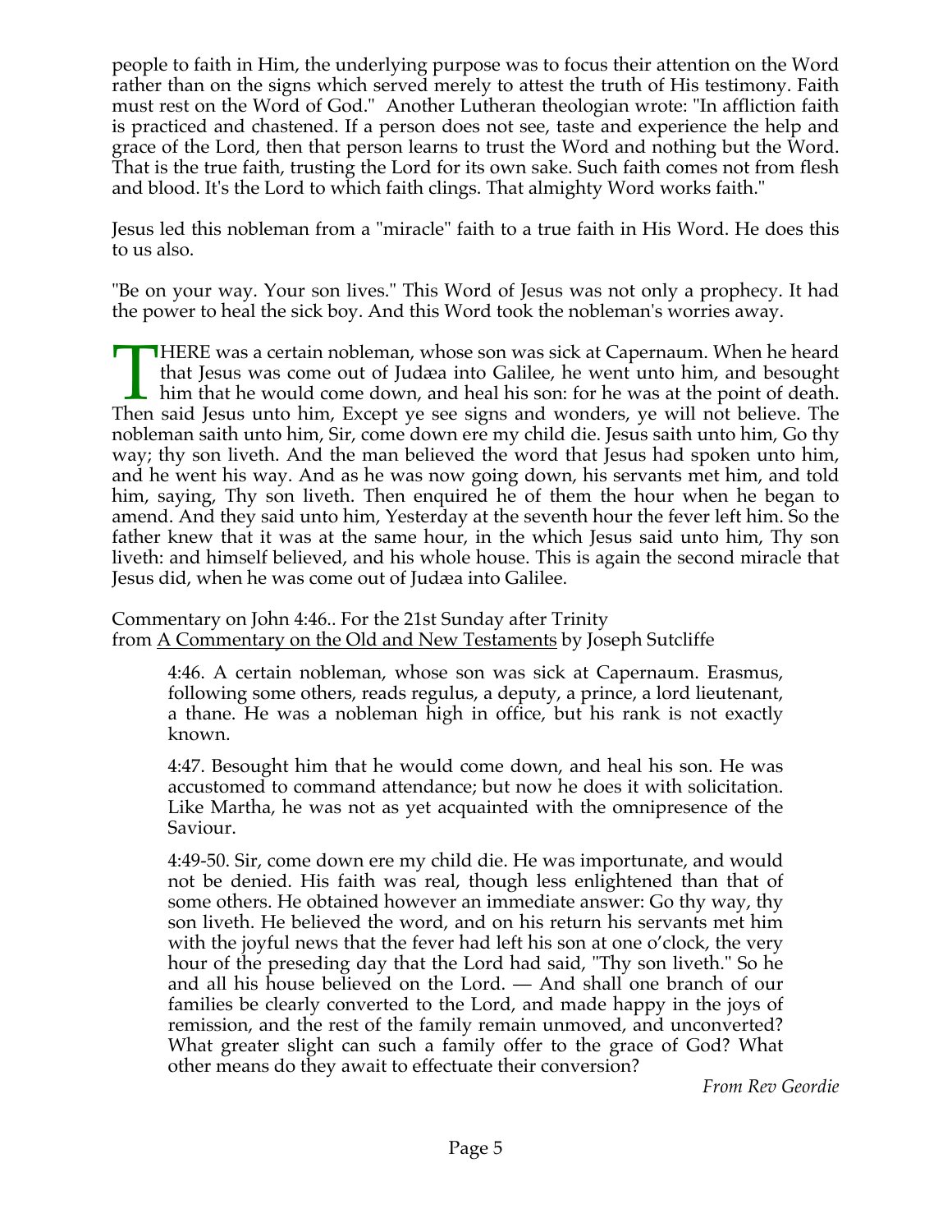people to faith in Him, the underlying purpose was to focus their attention on the Word rather than on the signs which served merely to attest the truth of His testimony. Faith must rest on the Word of God." Another Lutheran theologian wrote: "In affliction faith is practiced and chastened. If a person does not see, taste and experience the help and grace of the Lord, then that person learns to trust the Word and nothing but the Word. That is the true faith, trusting the Lord for its own sake. Such faith comes not from flesh and blood. It's the Lord to which faith clings. That almighty Word works faith."

Jesus led this nobleman from a "miracle" faith to a true faith in His Word. He does this to us also.

"Be on your way. Your son lives." This Word of Jesus was not only a prophecy. It had the power to heal the sick boy. And this Word took the nobleman's worries away.

THERE was a certain nobleman, whose son was sick at Capernaum. When he heard that Jesus was come out of Judæa into Galilee, he went unto him, and besought him that he would come down, and heal his son: for he was at the point of death. Then said Jesus unto him, Except ye see signs and wonders, ye will not believe. The nobleman saith unto him, Sir, come down ere my child die. Jesus saith unto him, Go thy way; thy son liveth. And the man believed the word that Jesus had spoken unto him, and he went his way. And as he was now going down, his servants met him, and told him, saying, Thy son liveth. Then enquired he of them the hour when he began to amend. And they said unto him, Yesterday at the seventh hour the fever left him. So the father knew that it was at the same hour, in the which Jesus said unto him, Thy son liveth: and himself believed, and his whole house. This is again the second miracle that Jesus did, when he was come out of Judæa into Galilee.

Commentary on John 4:46.. For the 21st Sunday after Trinity
from A Commentary on the Old and New Testaments by Joseph Sutcliffe

> 4:46. A certain nobleman, whose son was sick at Capernaum. Erasmus, following some others, reads regulus, a deputy, a prince, a lord lieutenant, a thane. He was a nobleman high in office, but his rank is not exactly known.
>
> 4:47. Besought him that he would come down, and heal his son. He was accustomed to command attendance; but now he does it with solicitation. Like Martha, he was not as yet acquainted with the omnipresence of the Saviour.
>
> 4:49-50. Sir, come down ere my child die. He was importunate, and would not be denied. His faith was real, though less enlightened than that of some others. He obtained however an immediate answer: Go thy way, thy son liveth. He believed the word, and on his return his servants met him with the joyful news that the fever had left his son at one o'clock, the very hour of the preseding day that the Lord had said, "Thy son liveth." So he and all his house believed on the Lord. — And shall one branch of our families be clearly converted to the Lord, and made happy in the joys of remission, and the rest of the family remain unmoved, and unconverted? What greater slight can such a family offer to the grace of God? What other means do they await to effectuate their conversion?

*From Rev Geordie*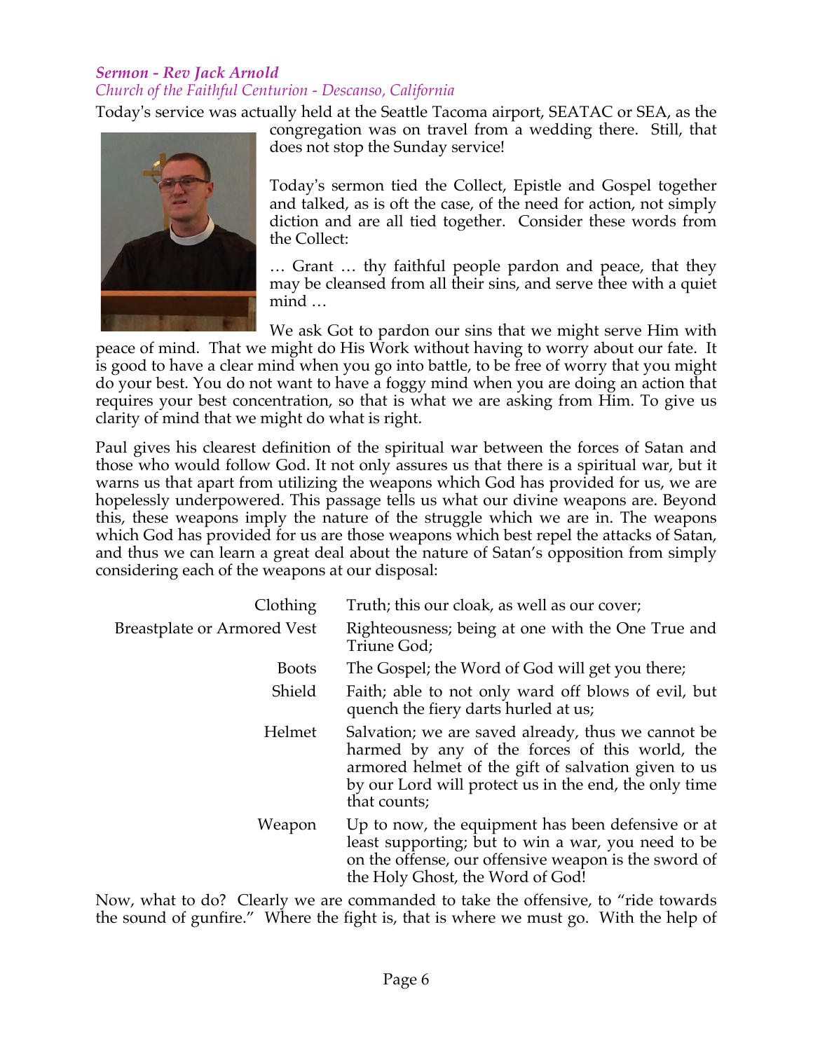*Sermon - Rev Jack Arnold*
*Church of the Faithful Centurion - Descanso, California*

Today's service was actually held at the Seattle Tacoma airport, SEATAC or SEA, as the congregation was on travel from a wedding there. Still, that does not stop the Sunday service!

Today's sermon tied the Collect, Epistle and Gospel together and talked, as is oft the case, of the need for action, not simply diction and are all tied together. Consider these words from the Collect:

… Grant … thy faithful people pardon and peace, that they may be cleansed from all their sins, and serve thee with a quiet mind …

We ask Got to pardon our sins that we might serve Him with peace of mind. That we might do His Work without having to worry about our fate. It is good to have a clear mind when you go into battle, to be free of worry that you might do your best. You do not want to have a foggy mind when you are doing an action that requires your best concentration, so that is what we are asking from Him. To give us clarity of mind that we might do what is right.

Paul gives his clearest definition of the spiritual war between the forces of Satan and those who would follow God. It not only assures us that there is a spiritual war, but it warns us that apart from utilizing the weapons which God has provided for us, we are hopelessly underpowered. This passage tells us what our divine weapons are. Beyond this, these weapons imply the nature of the struggle which we are in. The weapons which God has provided for us are those weapons which best repel the attacks of Satan, and thus we can learn a great deal about the nature of Satan's opposition from simply considering each of the weapons at our disposal:

| | |
|---|---|
| Clothing | Truth; this our cloak, as well as our cover; |
| Breastplate or Armored Vest | Righteousness; being at one with the One True and Triune God; |
| Boots | The Gospel; the Word of God will get you there; |
| Shield | Faith; able to not only ward off blows of evil, but quench the fiery darts hurled at us; |
| Helmet | Salvation; we are saved already, thus we cannot be harmed by any of the forces of this world, the armored helmet of the gift of salvation given to us by our Lord will protect us in the end, the only time that counts; |
| Weapon | Up to now, the equipment has been defensive or at least supporting; but to win a war, you need to be on the offense, our offensive weapon is the sword of the Holy Ghost, the Word of God! |

Now, what to do? Clearly we are commanded to take the offensive, to "ride towards the sound of gunfire." Where the fight is, that is where we must go. With the help of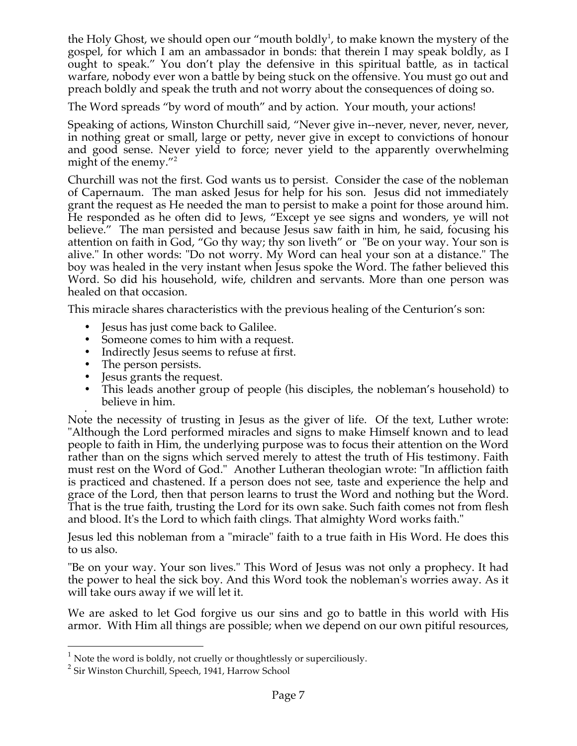the Holy Ghost, we should open our "mouth boldly[1], to make known the mystery of the gospel, for which I am an ambassador in bonds: that therein I may speak boldly, as I ought to speak." You don't play the defensive in this spiritual battle, as in tactical warfare, nobody ever won a battle by being stuck on the offensive. You must go out and preach boldly and speak the truth and not worry about the consequences of doing so.

The Word spreads "by word of mouth" and by action. Your mouth, your actions!

Speaking of actions, Winston Churchill said, "Never give in--never, never, never, never, in nothing great or small, large or petty, never give in except to convictions of honour and good sense. Never yield to force; never yield to the apparently overwhelming might of the enemy."[2]

Churchill was not the first. God wants us to persist. Consider the case of the nobleman of Capernaum. The man asked Jesus for help for his son. Jesus did not immediately grant the request as He needed the man to persist to make a point for those around him. He responded as he often did to Jews, "Except ye see signs and wonders, ye will not believe." The man persisted and because Jesus saw faith in him, he said, focusing his attention on faith in God, "Go thy way; thy son liveth" or "Be on your way. Your son is alive." In other words: "Do not worry. My Word can heal your son at a distance." The boy was healed in the very instant when Jesus spoke the Word. The father believed this Word. So did his household, wife, children and servants. More than one person was healed on that occasion.

This miracle shares characteristics with the previous healing of the Centurion's son:

- Jesus has just come back to Galilee.
- Someone comes to him with a request.
- Indirectly Jesus seems to refuse at first.
- The person persists.
- Jesus grants the request.
- This leads another group of people (his disciples, the nobleman's household) to believe in him.

Note the necessity of trusting in Jesus as the giver of life. Of the text, Luther wrote: "Although the Lord performed miracles and signs to make Himself known and to lead people to faith in Him, the underlying purpose was to focus their attention on the Word rather than on the signs which served merely to attest the truth of His testimony. Faith must rest on the Word of God." Another Lutheran theologian wrote: "In affliction faith is practiced and chastened. If a person does not see, taste and experience the help and grace of the Lord, then that person learns to trust the Word and nothing but the Word. That is the true faith, trusting the Lord for its own sake. Such faith comes not from flesh and blood. It's the Lord to which faith clings. That almighty Word works faith."

Jesus led this nobleman from a "miracle" faith to a true faith in His Word. He does this to us also.

"Be on your way. Your son lives." This Word of Jesus was not only a prophecy. It had the power to heal the sick boy. And this Word took the nobleman's worries away. As it will take ours away if we will let it.

We are asked to let God forgive us our sins and go to battle in this world with His armor. With Him all things are possible; when we depend on our own pitiful resources,

---

[1] Note the word is boldly, not cruelly or thoughtlessly or superciliously.

[2] Sir Winston Churchill, Speech, 1941, Harrow School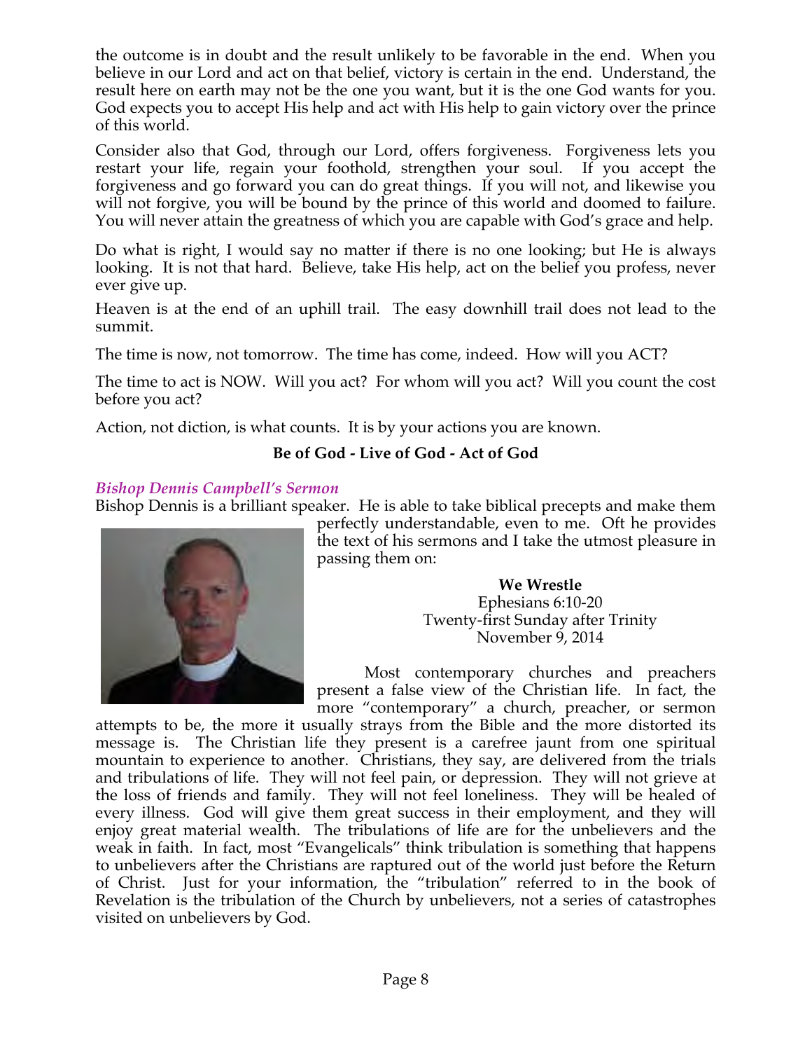the outcome is in doubt and the result unlikely to be favorable in the end. When you believe in our Lord and act on that belief, victory is certain in the end. Understand, the result here on earth may not be the one you want, but it is the one God wants for you. God expects you to accept His help and act with His help to gain victory over the prince of this world.

Consider also that God, through our Lord, offers forgiveness. Forgiveness lets you restart your life, regain your foothold, strengthen your soul. If you accept the forgiveness and go forward you can do great things. If you will not, and likewise you will not forgive, you will be bound by the prince of this world and doomed to failure. You will never attain the greatness of which you are capable with God's grace and help.

Do what is right, I would say no matter if there is no one looking; but He is always looking. It is not that hard. Believe, take His help, act on the belief you profess, never ever give up.

Heaven is at the end of an uphill trail. The easy downhill trail does not lead to the summit.

The time is now, not tomorrow. The time has come, indeed. How will you ACT?

The time to act is NOW. Will you act? For whom will you act? Will you count the cost before you act?

Action, not diction, is what counts. It is by your actions you are known.

**Be of God - Live of God - Act of God**

### *Bishop Dennis Campbell's Sermon*

Bishop Dennis is a brilliant speaker. He is able to take biblical precepts and make them perfectly understandable, even to me. Oft he provides the text of his sermons and I take the utmost pleasure in passing them on:

**We Wrestle**
Ephesians 6:10-20
Twenty-first Sunday after Trinity
November 9, 2014

Most contemporary churches and preachers present a false view of the Christian life. In fact, the more "contemporary" a church, preacher, or sermon attempts to be, the more it usually strays from the Bible and the more distorted its message is. The Christian life they present is a carefree jaunt from one spiritual mountain to experience to another. Christians, they say, are delivered from the trials and tribulations of life. They will not feel pain, or depression. They will not grieve at the loss of friends and family. They will not feel loneliness. They will be healed of every illness. God will give them great success in their employment, and they will enjoy great material wealth. The tribulations of life are for the unbelievers and the weak in faith. In fact, most "Evangelicals" think tribulation is something that happens to unbelievers after the Christians are raptured out of the world just before the Return of Christ. Just for your information, the "tribulation" referred to in the book of Revelation is the tribulation of the Church by unbelievers, not a series of catastrophes visited on unbelievers by God.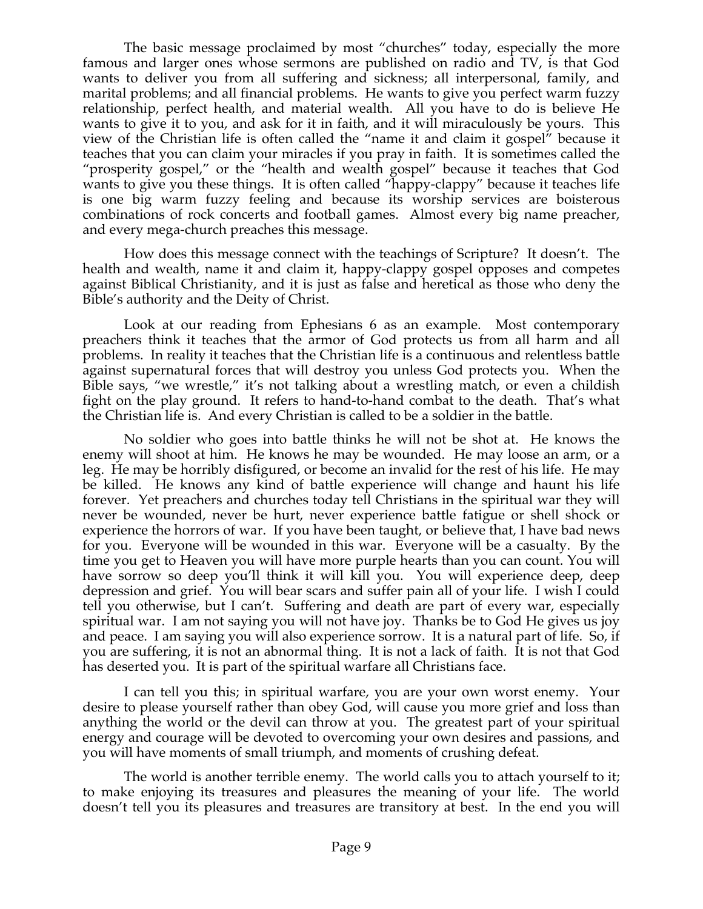The basic message proclaimed by most "churches" today, especially the more famous and larger ones whose sermons are published on radio and TV, is that God wants to deliver you from all suffering and sickness; all interpersonal, family, and marital problems; and all financial problems. He wants to give you perfect warm fuzzy relationship, perfect health, and material wealth. All you have to do is believe He wants to give it to you, and ask for it in faith, and it will miraculously be yours. This view of the Christian life is often called the "name it and claim it gospel" because it teaches that you can claim your miracles if you pray in faith. It is sometimes called the "prosperity gospel," or the "health and wealth gospel" because it teaches that God wants to give you these things. It is often called "happy-clappy" because it teaches life is one big warm fuzzy feeling and because its worship services are boisterous combinations of rock concerts and football games. Almost every big name preacher, and every mega-church preaches this message.

How does this message connect with the teachings of Scripture? It doesn't. The health and wealth, name it and claim it, happy-clappy gospel opposes and competes against Biblical Christianity, and it is just as false and heretical as those who deny the Bible's authority and the Deity of Christ.

Look at our reading from Ephesians 6 as an example. Most contemporary preachers think it teaches that the armor of God protects us from all harm and all problems. In reality it teaches that the Christian life is a continuous and relentless battle against supernatural forces that will destroy you unless God protects you. When the Bible says, "we wrestle," it's not talking about a wrestling match, or even a childish fight on the play ground. It refers to hand-to-hand combat to the death. That's what the Christian life is. And every Christian is called to be a soldier in the battle.

No soldier who goes into battle thinks he will not be shot at. He knows the enemy will shoot at him. He knows he may be wounded. He may loose an arm, or a leg. He may be horribly disfigured, or become an invalid for the rest of his life. He may be killed. He knows any kind of battle experience will change and haunt his life forever. Yet preachers and churches today tell Christians in the spiritual war they will never be wounded, never be hurt, never experience battle fatigue or shell shock or experience the horrors of war. If you have been taught, or believe that, I have bad news for you. Everyone will be wounded in this war. Everyone will be a casualty. By the time you get to Heaven you will have more purple hearts than you can count. You will have sorrow so deep you'll think it will kill you. You will experience deep, deep depression and grief. You will bear scars and suffer pain all of your life. I wish I could tell you otherwise, but I can't. Suffering and death are part of every war, especially spiritual war. I am not saying you will not have joy. Thanks be to God He gives us joy and peace. I am saying you will also experience sorrow. It is a natural part of life. So, if you are suffering, it is not an abnormal thing. It is not a lack of faith. It is not that God has deserted you. It is part of the spiritual warfare all Christians face.

I can tell you this; in spiritual warfare, you are your own worst enemy. Your desire to please yourself rather than obey God, will cause you more grief and loss than anything the world or the devil can throw at you. The greatest part of your spiritual energy and courage will be devoted to overcoming your own desires and passions, and you will have moments of small triumph, and moments of crushing defeat.

The world is another terrible enemy. The world calls you to attach yourself to it; to make enjoying its treasures and pleasures the meaning of your life. The world doesn't tell you its pleasures and treasures are transitory at best. In the end you will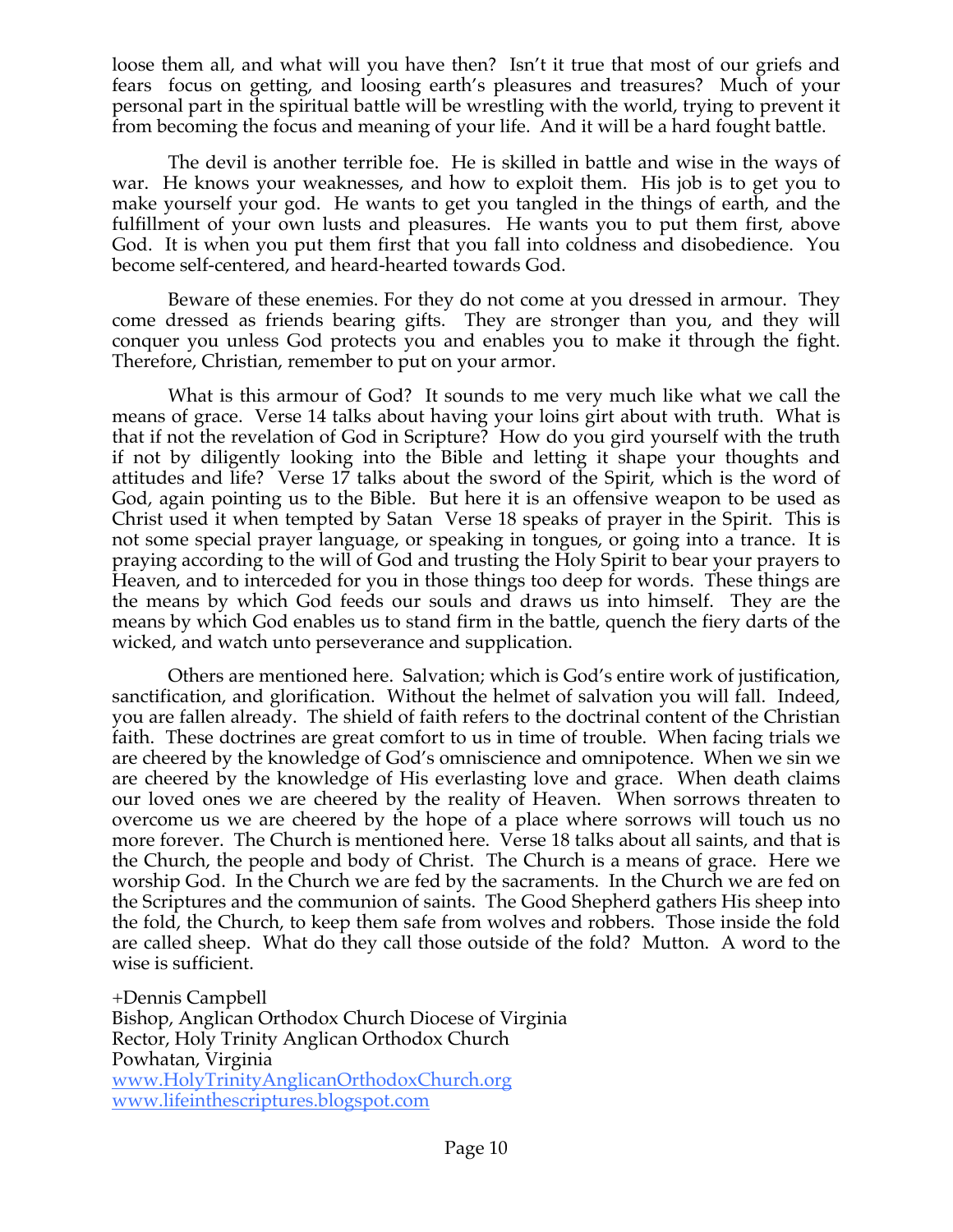loose them all, and what will you have then? Isn't it true that most of our griefs and fears focus on getting, and loosing earth's pleasures and treasures? Much of your personal part in the spiritual battle will be wrestling with the world, trying to prevent it from becoming the focus and meaning of your life. And it will be a hard fought battle.

The devil is another terrible foe. He is skilled in battle and wise in the ways of war. He knows your weaknesses, and how to exploit them. His job is to get you to make yourself your god. He wants to get you tangled in the things of earth, and the fulfillment of your own lusts and pleasures. He wants you to put them first, above God. It is when you put them first that you fall into coldness and disobedience. You become self-centered, and heard-hearted towards God.

Beware of these enemies. For they do not come at you dressed in armour. They come dressed as friends bearing gifts. They are stronger than you, and they will conquer you unless God protects you and enables you to make it through the fight. Therefore, Christian, remember to put on your armor.

What is this armour of God? It sounds to me very much like what we call the means of grace. Verse 14 talks about having your loins girt about with truth. What is that if not the revelation of God in Scripture? How do you gird yourself with the truth if not by diligently looking into the Bible and letting it shape your thoughts and attitudes and life? Verse 17 talks about the sword of the Spirit, which is the word of God, again pointing us to the Bible. But here it is an offensive weapon to be used as Christ used it when tempted by Satan Verse 18 speaks of prayer in the Spirit. This is not some special prayer language, or speaking in tongues, or going into a trance. It is praying according to the will of God and trusting the Holy Spirit to bear your prayers to Heaven, and to interceded for you in those things too deep for words. These things are the means by which God feeds our souls and draws us into himself. They are the means by which God enables us to stand firm in the battle, quench the fiery darts of the wicked, and watch unto perseverance and supplication.

Others are mentioned here. Salvation; which is God's entire work of justification, sanctification, and glorification. Without the helmet of salvation you will fall. Indeed, you are fallen already. The shield of faith refers to the doctrinal content of the Christian faith. These doctrines are great comfort to us in time of trouble. When facing trials we are cheered by the knowledge of God's omniscience and omnipotence. When we sin we are cheered by the knowledge of His everlasting love and grace. When death claims our loved ones we are cheered by the reality of Heaven. When sorrows threaten to overcome us we are cheered by the hope of a place where sorrows will touch us no more forever. The Church is mentioned here. Verse 18 talks about all saints, and that is the Church, the people and body of Christ. The Church is a means of grace. Here we worship God. In the Church we are fed by the sacraments. In the Church we are fed on the Scriptures and the communion of saints. The Good Shepherd gathers His sheep into the fold, the Church, to keep them safe from wolves and robbers. Those inside the fold are called sheep. What do they call those outside of the fold? Mutton. A word to the wise is sufficient.

+Dennis Campbell
Bishop, Anglican Orthodox Church Diocese of Virginia
Rector, Holy Trinity Anglican Orthodox Church
Powhatan, Virginia
www.HolyTrinityAnglicanOrthodoxChurch.org
www.lifeinthescriptures.blogspot.com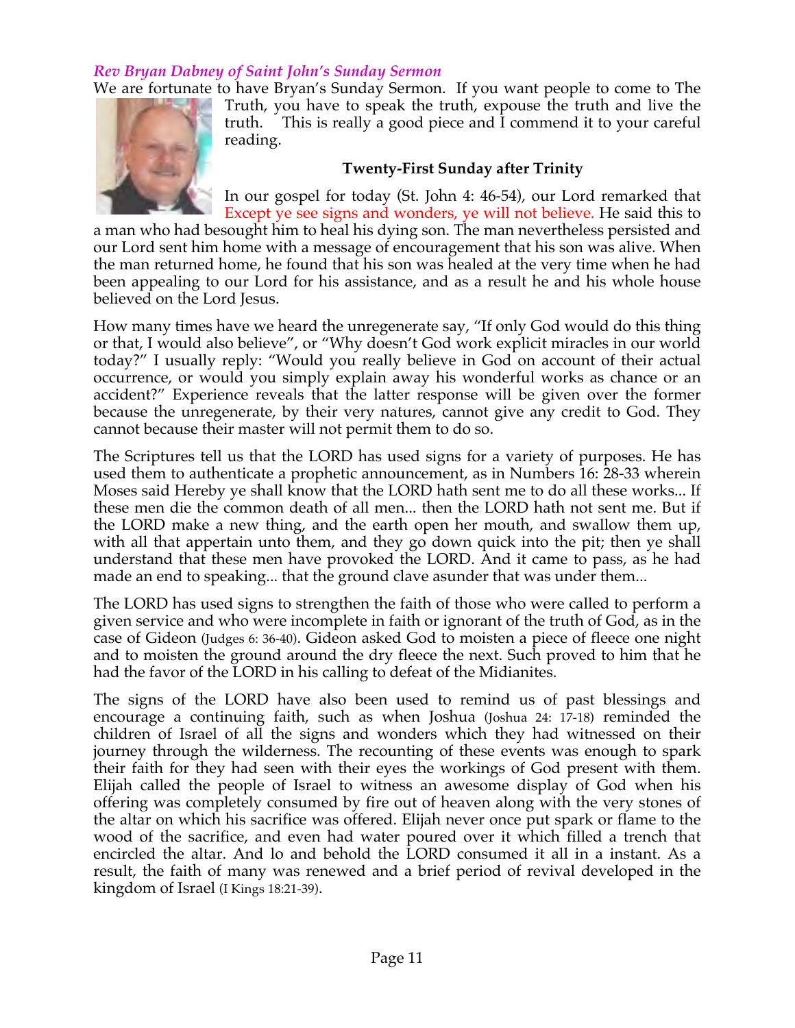### *Rev Bryan Dabney of Saint John's Sunday Sermon*

We are fortunate to have Bryan's Sunday Sermon. If you want people to come to The Truth, you have to speak the truth, expouse the truth and live the truth. This is really a good piece and I commend it to your careful reading.

**Twenty-First Sunday after Trinity**

In our gospel for today (St. John 4: 46-54), our Lord remarked that Except ye see signs and wonders, ye will not believe. He said this to a man who had besought him to heal his dying son. The man nevertheless persisted and our Lord sent him home with a message of encouragement that his son was alive. When the man returned home, he found that his son was healed at the very time when he had been appealing to our Lord for his assistance, and as a result he and his whole house believed on the Lord Jesus.

How many times have we heard the unregenerate say, "If only God would do this thing or that, I would also believe", or "Why doesn't God work explicit miracles in our world today?" I usually reply: "Would you really believe in God on account of their actual occurrence, or would you simply explain away his wonderful works as chance or an accident?" Experience reveals that the latter response will be given over the former because the unregenerate, by their very natures, cannot give any credit to God. They cannot because their master will not permit them to do so.

The Scriptures tell us that the LORD has used signs for a variety of purposes. He has used them to authenticate a prophetic announcement, as in Numbers 16: 28-33 wherein Moses said Hereby ye shall know that the LORD hath sent me to do all these works... If these men die the common death of all men... then the LORD hath not sent me. But if the LORD make a new thing, and the earth open her mouth, and swallow them up, with all that appertain unto them, and they go down quick into the pit; then ye shall understand that these men have provoked the LORD. And it came to pass, as he had made an end to speaking... that the ground clave asunder that was under them...

The LORD has used signs to strengthen the faith of those who were called to perform a given service and who were incomplete in faith or ignorant of the truth of God, as in the case of Gideon (Judges 6: 36-40). Gideon asked God to moisten a piece of fleece one night and to moisten the ground around the dry fleece the next. Such proved to him that he had the favor of the LORD in his calling to defeat of the Midianites.

The signs of the LORD have also been used to remind us of past blessings and encourage a continuing faith, such as when Joshua (Joshua 24: 17-18) reminded the children of Israel of all the signs and wonders which they had witnessed on their journey through the wilderness. The recounting of these events was enough to spark their faith for they had seen with their eyes the workings of God present with them. Elijah called the people of Israel to witness an awesome display of God when his offering was completely consumed by fire out of heaven along with the very stones of the altar on which his sacrifice was offered. Elijah never once put spark or flame to the wood of the sacrifice, and even had water poured over it which filled a trench that encircled the altar. And lo and behold the LORD consumed it all in a instant. As a result, the faith of many was renewed and a brief period of revival developed in the kingdom of Israel (I Kings 18:21-39).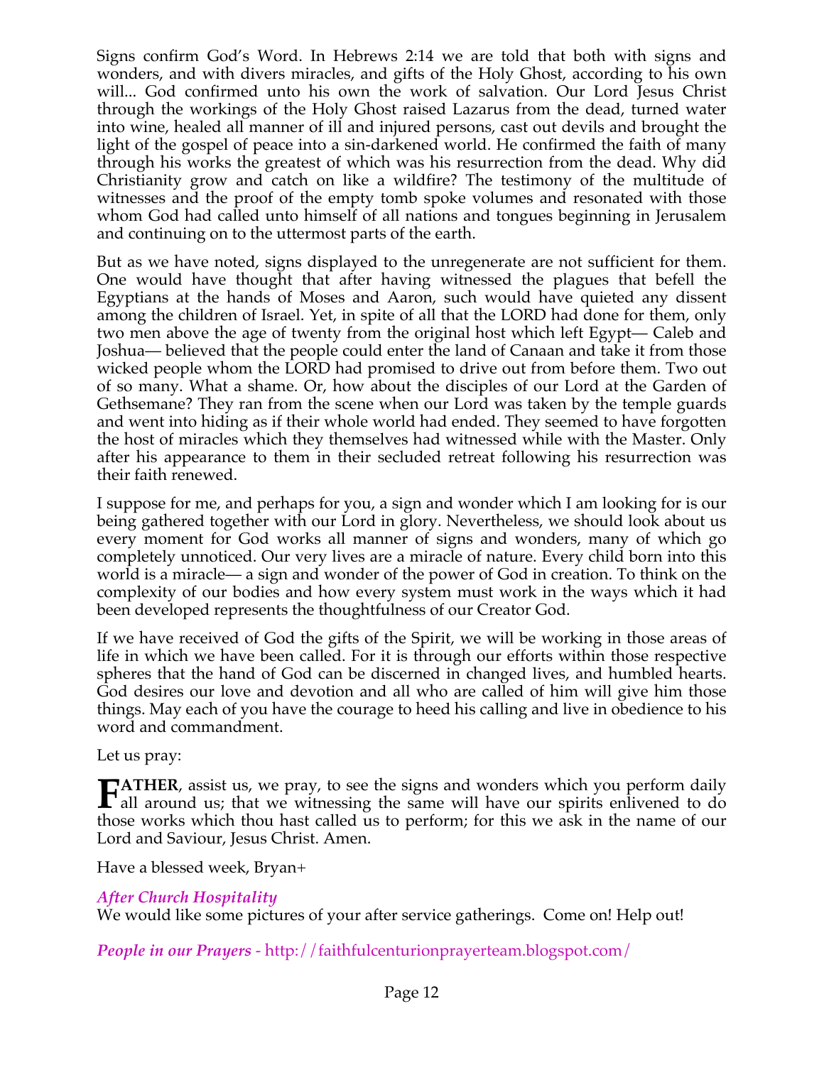Signs confirm God's Word. In Hebrews 2:14 we are told that both with signs and wonders, and with divers miracles, and gifts of the Holy Ghost, according to his own will... God confirmed unto his own the work of salvation. Our Lord Jesus Christ through the workings of the Holy Ghost raised Lazarus from the dead, turned water into wine, healed all manner of ill and injured persons, cast out devils and brought the light of the gospel of peace into a sin-darkened world. He confirmed the faith of many through his works the greatest of which was his resurrection from the dead. Why did Christianity grow and catch on like a wildfire? The testimony of the multitude of witnesses and the proof of the empty tomb spoke volumes and resonated with those whom God had called unto himself of all nations and tongues beginning in Jerusalem and continuing on to the uttermost parts of the earth.

But as we have noted, signs displayed to the unregenerate are not sufficient for them. One would have thought that after having witnessed the plagues that befell the Egyptians at the hands of Moses and Aaron, such would have quieted any dissent among the children of Israel. Yet, in spite of all that the LORD had done for them, only two men above the age of twenty from the original host which left Egypt— Caleb and Joshua— believed that the people could enter the land of Canaan and take it from those wicked people whom the LORD had promised to drive out from before them. Two out of so many. What a shame. Or, how about the disciples of our Lord at the Garden of Gethsemane? They ran from the scene when our Lord was taken by the temple guards and went into hiding as if their whole world had ended. They seemed to have forgotten the host of miracles which they themselves had witnessed while with the Master. Only after his appearance to them in their secluded retreat following his resurrection was their faith renewed.

I suppose for me, and perhaps for you, a sign and wonder which I am looking for is our being gathered together with our Lord in glory. Nevertheless, we should look about us every moment for God works all manner of signs and wonders, many of which go completely unnoticed. Our very lives are a miracle of nature. Every child born into this world is a miracle— a sign and wonder of the power of God in creation. To think on the complexity of our bodies and how every system must work in the ways which it had been developed represents the thoughtfulness of our Creator God.

If we have received of God the gifts of the Spirit, we will be working in those areas of life in which we have been called. For it is through our efforts within those respective spheres that the hand of God can be discerned in changed lives, and humbled hearts. God desires our love and devotion and all who are called of him will give him those things. May each of you have the courage to heed his calling and live in obedience to his word and commandment.

Let us pray:

**FATHER**, assist us, we pray, to see the signs and wonders which you perform daily all around us; that we witnessing the same will have our spirits enlivened to do those works which thou hast called us to perform; for this we ask in the name of our Lord and Saviour, Jesus Christ. Amen.

Have a blessed week, Bryan+

*After Church Hospitality*
We would like some pictures of your after service gatherings. Come on! Help out!

*People in our Prayers* - http://faithfulcenturionprayerteam.blogspot.com/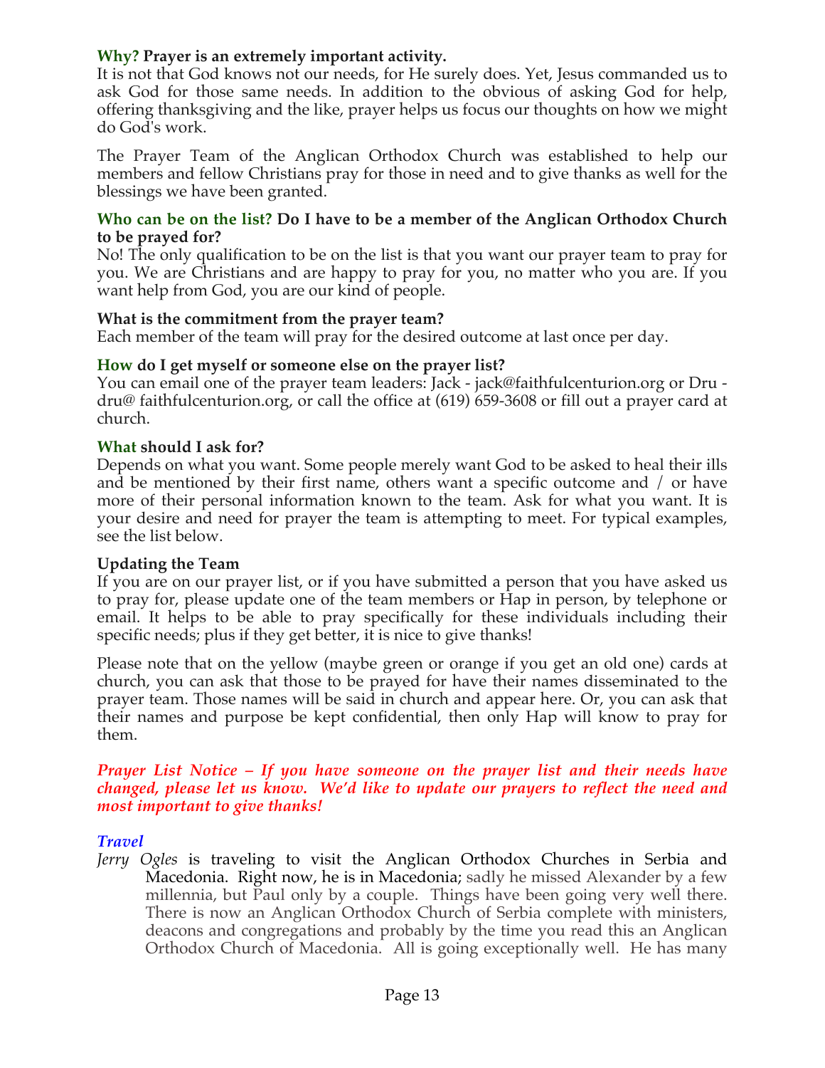**Why? Prayer is an extremely important activity.**
It is not that God knows not our needs, for He surely does. Yet, Jesus commanded us to ask God for those same needs. In addition to the obvious of asking God for help, offering thanksgiving and the like, prayer helps us focus our thoughts on how we might do God's work.

The Prayer Team of the Anglican Orthodox Church was established to help our members and fellow Christians pray for those in need and to give thanks as well for the blessings we have been granted.

**Who can be on the list? Do I have to be a member of the Anglican Orthodox Church to be prayed for?**
No! The only qualification to be on the list is that you want our prayer team to pray for you. We are Christians and are happy to pray for you, no matter who you are. If you want help from God, you are our kind of people.

**What is the commitment from the prayer team?**
Each member of the team will pray for the desired outcome at last once per day.

**How do I get myself or someone else on the prayer list?**
You can email one of the prayer team leaders: Jack - jack@faithfulcenturion.org or Dru - dru@ faithfulcenturion.org, or call the office at (619) 659-3608 or fill out a prayer card at church.

**What should I ask for?**
Depends on what you want. Some people merely want God to be asked to heal their ills and be mentioned by their first name, others want a specific outcome and / or have more of their personal information known to the team. Ask for what you want. It is your desire and need for prayer the team is attempting to meet. For typical examples, see the list below.

**Updating the Team**
If you are on our prayer list, or if you have submitted a person that you have asked us to pray for, please update one of the team members or Hap in person, by telephone or email. It helps to be able to pray specifically for these individuals including their specific needs; plus if they get better, it is nice to give thanks!

Please note that on the yellow (maybe green or orange if you get an old one) cards at church, you can ask that those to be prayed for have their names disseminated to the prayer team. Those names will be said in church and appear here. Or, you can ask that their names and purpose be kept confidential, then only Hap will know to pray for them.

***Prayer List Notice – If you have someone on the prayer list and their needs have changed, please let us know. We'd like to update our prayers to reflect the need and most important to give thanks!***

***Travel***

*Jerry Ogles* is traveling to visit the Anglican Orthodox Churches in Serbia and Macedonia. Right now, he is in Macedonia; sadly he missed Alexander by a few millennia, but Paul only by a couple. Things have been going very well there. There is now an Anglican Orthodox Church of Serbia complete with ministers, deacons and congregations and probably by the time you read this an Anglican Orthodox Church of Macedonia. All is going exceptionally well. He has many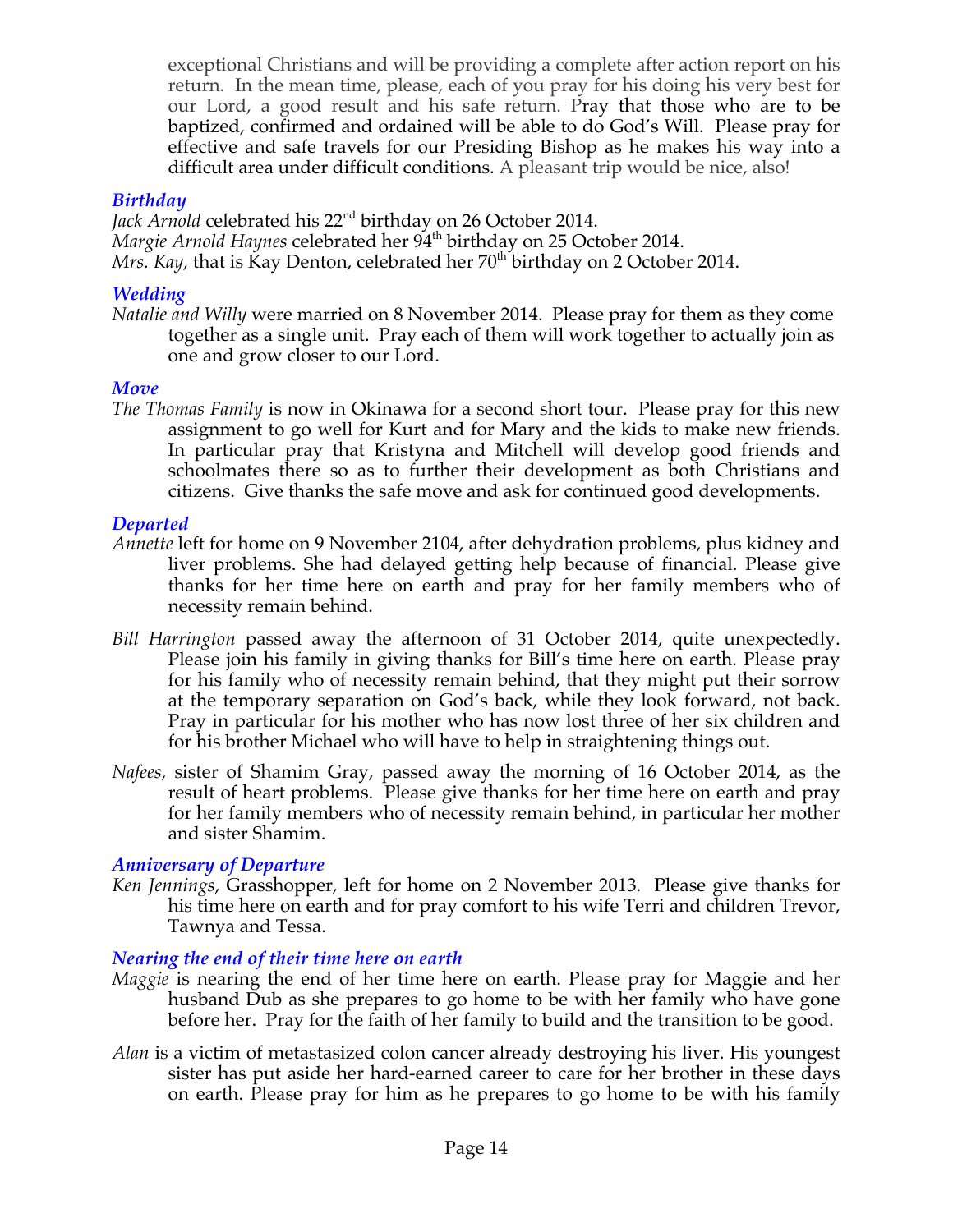exceptional Christians and will be providing a complete after action report on his return. In the mean time, please, each of you pray for his doing his very best for our Lord, a good result and his safe return. Pray that those who are to be baptized, confirmed and ordained will be able to do God's Will. Please pray for effective and safe travels for our Presiding Bishop as he makes his way into a difficult area under difficult conditions. A pleasant trip would be nice, also!

### *Birthday*

*Jack Arnold* celebrated his 22nd birthday on 26 October 2014.
*Margie Arnold Haynes* celebrated her 94th birthday on 25 October 2014.
*Mrs. Kay,* that is Kay Denton, celebrated her 70th birthday on 2 October 2014.

### *Wedding*

*Natalie and Willy* were married on 8 November 2014. Please pray for them as they come together as a single unit. Pray each of them will work together to actually join as one and grow closer to our Lord.

### *Move*

*The Thomas Family* is now in Okinawa for a second short tour. Please pray for this new assignment to go well for Kurt and for Mary and the kids to make new friends. In particular pray that Kristyna and Mitchell will develop good friends and schoolmates there so as to further their development as both Christians and citizens. Give thanks the safe move and ask for continued good developments.

### *Departed*

*Annette* left for home on 9 November 2104, after dehydration problems, plus kidney and liver problems. She had delayed getting help because of financial. Please give thanks for her time here on earth and pray for her family members who of necessity remain behind.

*Bill Harrington* passed away the afternoon of 31 October 2014, quite unexpectedly. Please join his family in giving thanks for Bill's time here on earth. Please pray for his family who of necessity remain behind, that they might put their sorrow at the temporary separation on God's back, while they look forward, not back. Pray in particular for his mother who has now lost three of her six children and for his brother Michael who will have to help in straightening things out.

*Nafees,* sister of Shamim Gray, passed away the morning of 16 October 2014, as the result of heart problems. Please give thanks for her time here on earth and pray for her family members who of necessity remain behind, in particular her mother and sister Shamim.

### *Anniversary of Departure*

*Ken Jennings*, Grasshopper, left for home on 2 November 2013. Please give thanks for his time here on earth and for pray comfort to his wife Terri and children Trevor, Tawnya and Tessa.

### *Nearing the end of their time here on earth*

*Maggie* is nearing the end of her time here on earth. Please pray for Maggie and her husband Dub as she prepares to go home to be with her family who have gone before her. Pray for the faith of her family to build and the transition to be good.

*Alan* is a victim of metastasized colon cancer already destroying his liver. His youngest sister has put aside her hard-earned career to care for her brother in these days on earth. Please pray for him as he prepares to go home to be with his family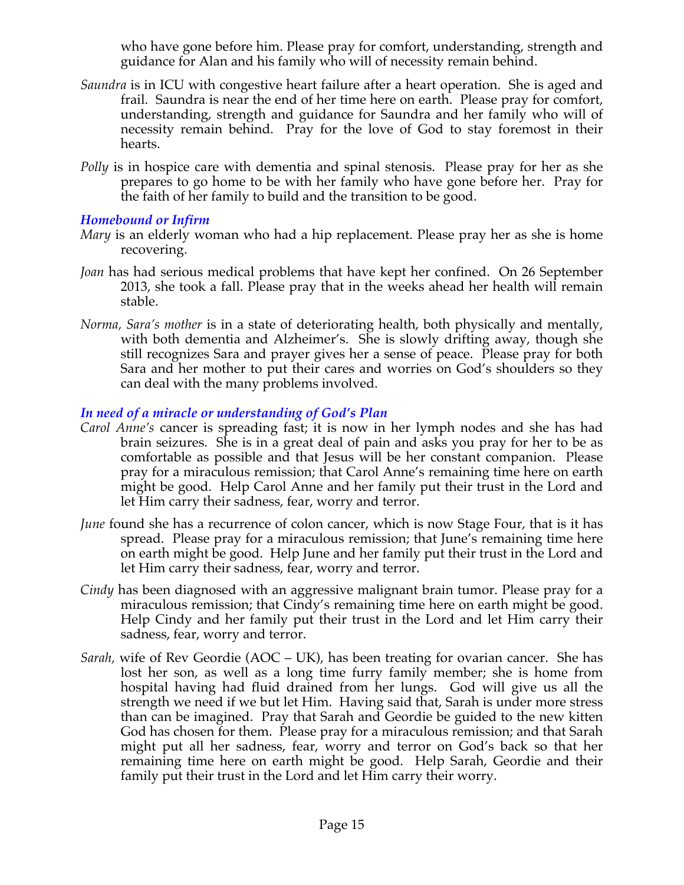who have gone before him. Please pray for comfort, understanding, strength and guidance for Alan and his family who will of necessity remain behind.

*Saundra* is in ICU with congestive heart failure after a heart operation. She is aged and frail. Saundra is near the end of her time here on earth. Please pray for comfort, understanding, strength and guidance for Saundra and her family who will of necessity remain behind. Pray for the love of God to stay foremost in their hearts.

*Polly* is in hospice care with dementia and spinal stenosis. Please pray for her as she prepares to go home to be with her family who have gone before her. Pray for the faith of her family to build and the transition to be good.

### *Homebound or Infirm*

*Mary* is an elderly woman who had a hip replacement. Please pray her as she is home recovering.

*Joan* has had serious medical problems that have kept her confined. On 26 September 2013, she took a fall. Please pray that in the weeks ahead her health will remain stable.

*Norma, Sara's mother* is in a state of deteriorating health, both physically and mentally, with both dementia and Alzheimer's. She is slowly drifting away, though she still recognizes Sara and prayer gives her a sense of peace. Please pray for both Sara and her mother to put their cares and worries on God's shoulders so they can deal with the many problems involved.

### *In need of a miracle or understanding of God's Plan*

*Carol Anne's* cancer is spreading fast; it is now in her lymph nodes and she has had brain seizures. She is in a great deal of pain and asks you pray for her to be as comfortable as possible and that Jesus will be her constant companion. Please pray for a miraculous remission; that Carol Anne's remaining time here on earth might be good. Help Carol Anne and her family put their trust in the Lord and let Him carry their sadness, fear, worry and terror.

*June* found she has a recurrence of colon cancer, which is now Stage Four, that is it has spread. Please pray for a miraculous remission; that June's remaining time here on earth might be good. Help June and her family put their trust in the Lord and let Him carry their sadness, fear, worry and terror.

*Cindy* has been diagnosed with an aggressive malignant brain tumor. Please pray for a miraculous remission; that Cindy's remaining time here on earth might be good. Help Cindy and her family put their trust in the Lord and let Him carry their sadness, fear, worry and terror.

*Sarah,* wife of Rev Geordie (AOC – UK), has been treating for ovarian cancer. She has lost her son, as well as a long time furry family member; she is home from hospital having had fluid drained from her lungs. God will give us all the strength we need if we but let Him. Having said that, Sarah is under more stress than can be imagined. Pray that Sarah and Geordie be guided to the new kitten God has chosen for them. Please pray for a miraculous remission; and that Sarah might put all her sadness, fear, worry and terror on God's back so that her remaining time here on earth might be good. Help Sarah, Geordie and their family put their trust in the Lord and let Him carry their worry.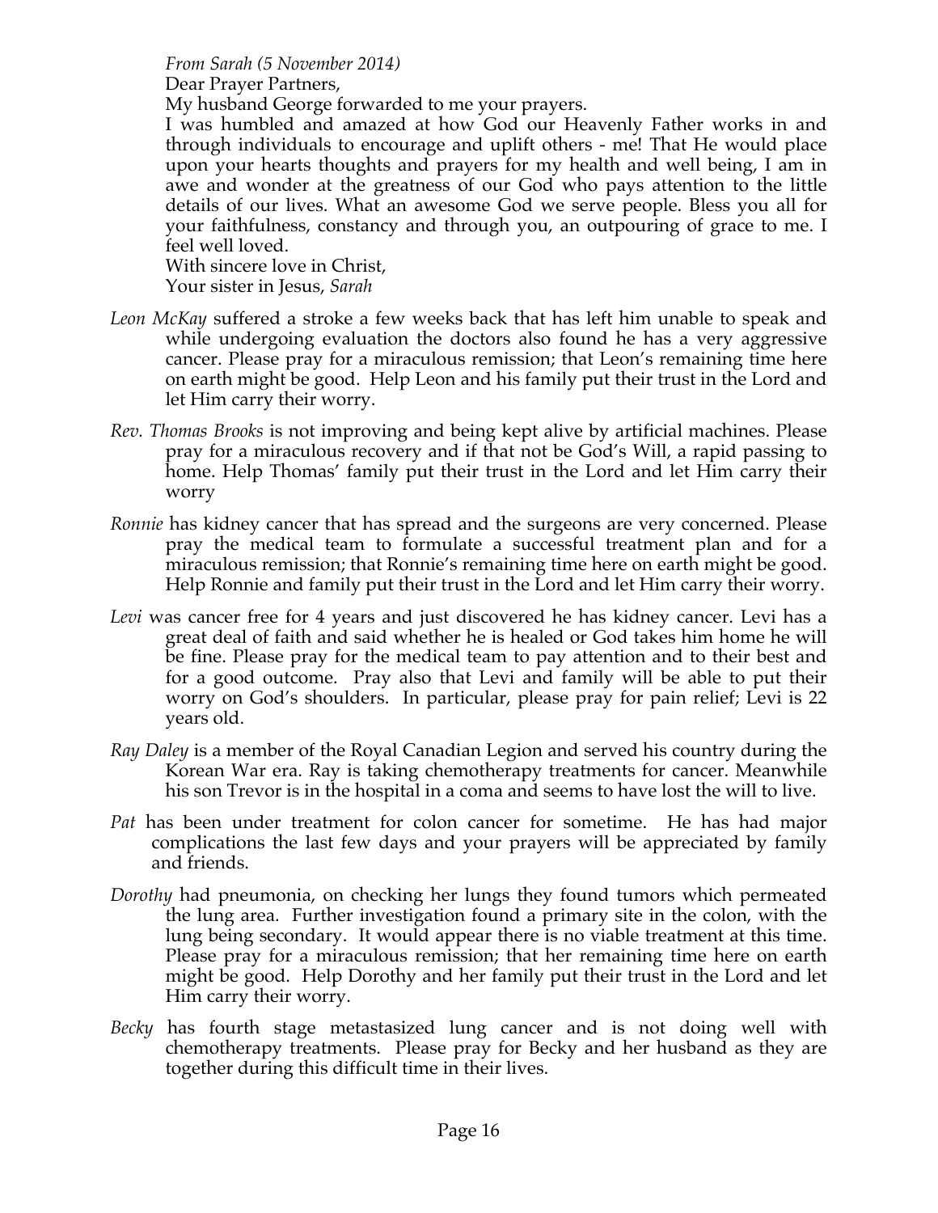*From Sarah (5 November 2014)*

Dear Prayer Partners,

My husband George forwarded to me your prayers.

I was humbled and amazed at how God our Heavenly Father works in and through individuals to encourage and uplift others - me! That He would place upon your hearts thoughts and prayers for my health and well being, I am in awe and wonder at the greatness of our God who pays attention to the little details of our lives. What an awesome God we serve people. Bless you all for your faithfulness, constancy and through you, an outpouring of grace to me. I feel well loved.

With sincere love in Christ,

Your sister in Jesus, *Sarah*

*Leon McKay* suffered a stroke a few weeks back that has left him unable to speak and while undergoing evaluation the doctors also found he has a very aggressive cancer. Please pray for a miraculous remission; that Leon's remaining time here on earth might be good. Help Leon and his family put their trust in the Lord and let Him carry their worry.

*Rev. Thomas Brooks* is not improving and being kept alive by artificial machines. Please pray for a miraculous recovery and if that not be God's Will, a rapid passing to home. Help Thomas' family put their trust in the Lord and let Him carry their worry

*Ronnie* has kidney cancer that has spread and the surgeons are very concerned. Please pray the medical team to formulate a successful treatment plan and for a miraculous remission; that Ronnie's remaining time here on earth might be good. Help Ronnie and family put their trust in the Lord and let Him carry their worry.

*Levi* was cancer free for 4 years and just discovered he has kidney cancer. Levi has a great deal of faith and said whether he is healed or God takes him home he will be fine. Please pray for the medical team to pay attention and to their best and for a good outcome. Pray also that Levi and family will be able to put their worry on God's shoulders. In particular, please pray for pain relief; Levi is 22 years old.

*Ray Daley* is a member of the Royal Canadian Legion and served his country during the Korean War era. Ray is taking chemotherapy treatments for cancer. Meanwhile his son Trevor is in the hospital in a coma and seems to have lost the will to live.

*Pat* has been under treatment for colon cancer for sometime. He has had major complications the last few days and your prayers will be appreciated by family and friends.

*Dorothy* had pneumonia, on checking her lungs they found tumors which permeated the lung area. Further investigation found a primary site in the colon, with the lung being secondary. It would appear there is no viable treatment at this time. Please pray for a miraculous remission; that her remaining time here on earth might be good. Help Dorothy and her family put their trust in the Lord and let Him carry their worry.

*Becky* has fourth stage metastasized lung cancer and is not doing well with chemotherapy treatments. Please pray for Becky and her husband as they are together during this difficult time in their lives.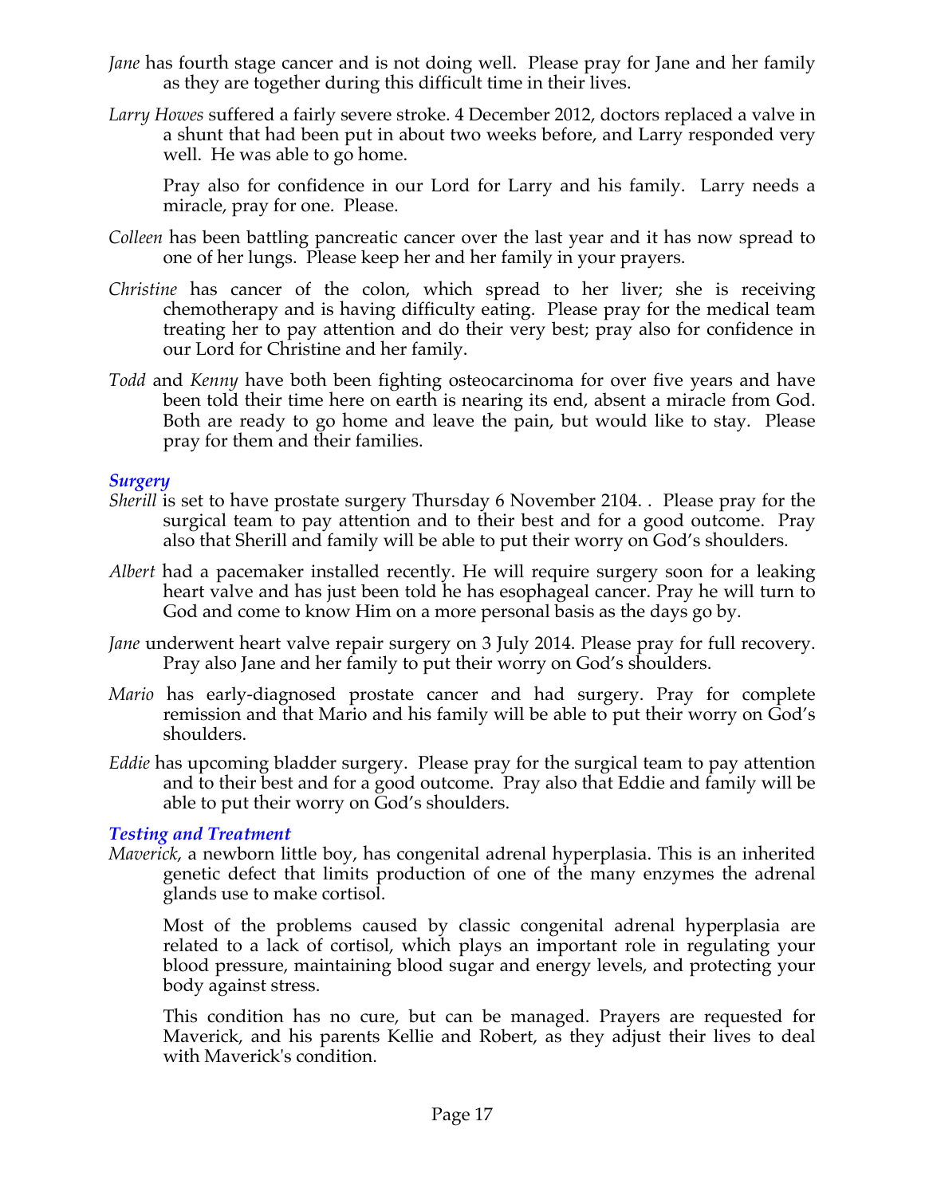*Jane* has fourth stage cancer and is not doing well. Please pray for Jane and her family as they are together during this difficult time in their lives.

*Larry Howes* suffered a fairly severe stroke. 4 December 2012, doctors replaced a valve in a shunt that had been put in about two weeks before, and Larry responded very well. He was able to go home.

Pray also for confidence in our Lord for Larry and his family. Larry needs a miracle, pray for one. Please.

*Colleen* has been battling pancreatic cancer over the last year and it has now spread to one of her lungs. Please keep her and her family in your prayers.

*Christine* has cancer of the colon, which spread to her liver; she is receiving chemotherapy and is having difficulty eating. Please pray for the medical team treating her to pay attention and do their very best; pray also for confidence in our Lord for Christine and her family.

*Todd* and *Kenny* have both been fighting osteocarcinoma for over five years and have been told their time here on earth is nearing its end, absent a miracle from God. Both are ready to go home and leave the pain, but would like to stay. Please pray for them and their families.

### *Surgery*

*Sherill* is set to have prostate surgery Thursday 6 November 2104. . Please pray for the surgical team to pay attention and to their best and for a good outcome. Pray also that Sherill and family will be able to put their worry on God's shoulders.

*Albert* had a pacemaker installed recently. He will require surgery soon for a leaking heart valve and has just been told he has esophageal cancer. Pray he will turn to God and come to know Him on a more personal basis as the days go by.

*Jane* underwent heart valve repair surgery on 3 July 2014. Please pray for full recovery. Pray also Jane and her family to put their worry on God's shoulders.

*Mario* has early-diagnosed prostate cancer and had surgery. Pray for complete remission and that Mario and his family will be able to put their worry on God's shoulders.

*Eddie* has upcoming bladder surgery. Please pray for the surgical team to pay attention and to their best and for a good outcome. Pray also that Eddie and family will be able to put their worry on God's shoulders.

### *Testing and Treatment*

*Maverick*, a newborn little boy, has congenital adrenal hyperplasia. This is an inherited genetic defect that limits production of one of the many enzymes the adrenal glands use to make cortisol.

Most of the problems caused by classic congenital adrenal hyperplasia are related to a lack of cortisol, which plays an important role in regulating your blood pressure, maintaining blood sugar and energy levels, and protecting your body against stress.

This condition has no cure, but can be managed. Prayers are requested for Maverick, and his parents Kellie and Robert, as they adjust their lives to deal with Maverick's condition.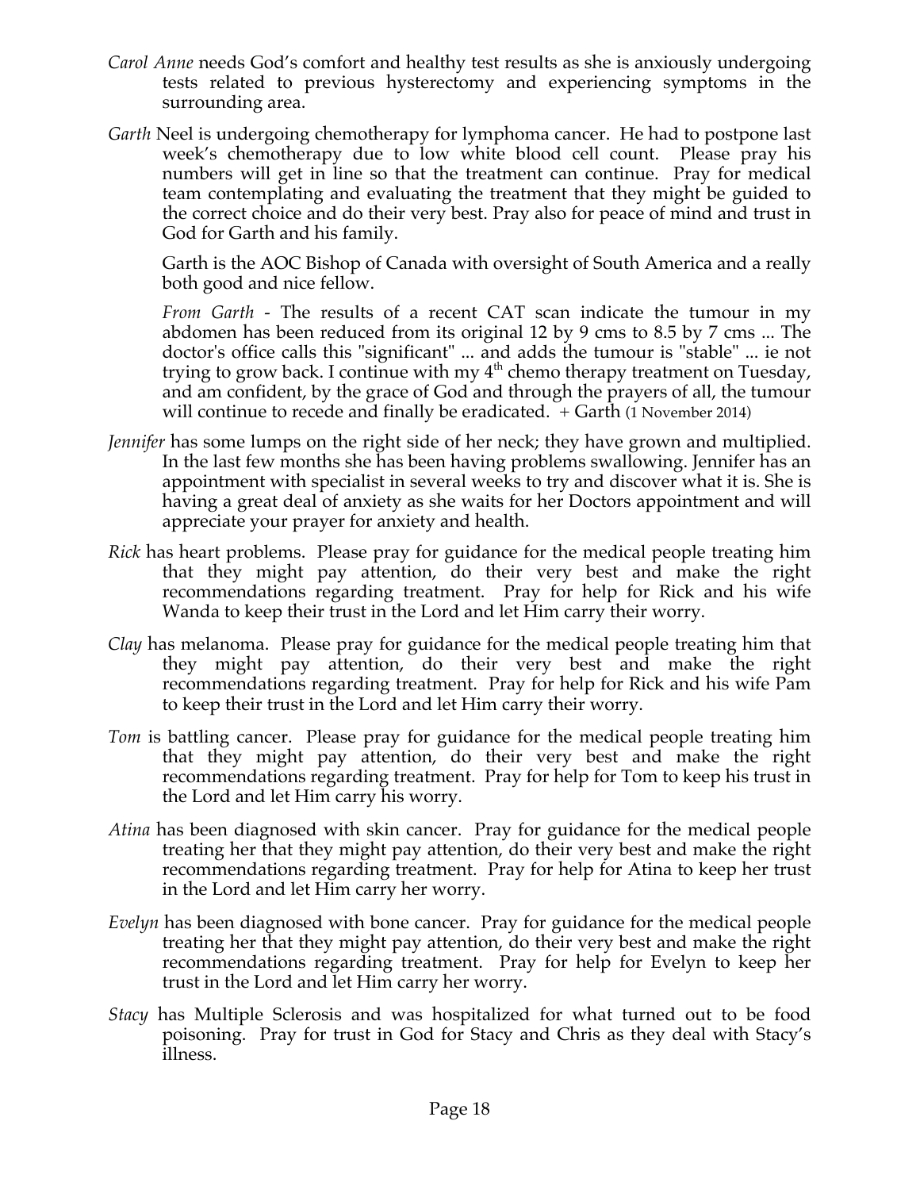*Carol Anne* needs God's comfort and healthy test results as she is anxiously undergoing tests related to previous hysterectomy and experiencing symptoms in the surrounding area.

*Garth* Neel is undergoing chemotherapy for lymphoma cancer. He had to postpone last week's chemotherapy due to low white blood cell count. Please pray his numbers will get in line so that the treatment can continue. Pray for medical team contemplating and evaluating the treatment that they might be guided to the correct choice and do their very best. Pray also for peace of mind and trust in God for Garth and his family.

Garth is the AOC Bishop of Canada with oversight of South America and a really both good and nice fellow.

*From Garth* - The results of a recent CAT scan indicate the tumour in my abdomen has been reduced from its original 12 by 9 cms to 8.5 by 7 cms ... The doctor's office calls this "significant" ... and adds the tumour is "stable" ... ie not trying to grow back. I continue with my 4th chemo therapy treatment on Tuesday, and am confident, by the grace of God and through the prayers of all, the tumour will continue to recede and finally be eradicated. + Garth (1 November 2014)

*Jennifer* has some lumps on the right side of her neck; they have grown and multiplied. In the last few months she has been having problems swallowing. Jennifer has an appointment with specialist in several weeks to try and discover what it is. She is having a great deal of anxiety as she waits for her Doctors appointment and will appreciate your prayer for anxiety and health.

*Rick* has heart problems. Please pray for guidance for the medical people treating him that they might pay attention, do their very best and make the right recommendations regarding treatment. Pray for help for Rick and his wife Wanda to keep their trust in the Lord and let Him carry their worry.

*Clay* has melanoma. Please pray for guidance for the medical people treating him that they might pay attention, do their very best and make the right recommendations regarding treatment. Pray for help for Rick and his wife Pam to keep their trust in the Lord and let Him carry their worry.

*Tom* is battling cancer. Please pray for guidance for the medical people treating him that they might pay attention, do their very best and make the right recommendations regarding treatment. Pray for help for Tom to keep his trust in the Lord and let Him carry his worry.

*Atina* has been diagnosed with skin cancer. Pray for guidance for the medical people treating her that they might pay attention, do their very best and make the right recommendations regarding treatment. Pray for help for Atina to keep her trust in the Lord and let Him carry her worry.

*Evelyn* has been diagnosed with bone cancer. Pray for guidance for the medical people treating her that they might pay attention, do their very best and make the right recommendations regarding treatment. Pray for help for Evelyn to keep her trust in the Lord and let Him carry her worry.

*Stacy* has Multiple Sclerosis and was hospitalized for what turned out to be food poisoning. Pray for trust in God for Stacy and Chris as they deal with Stacy's illness.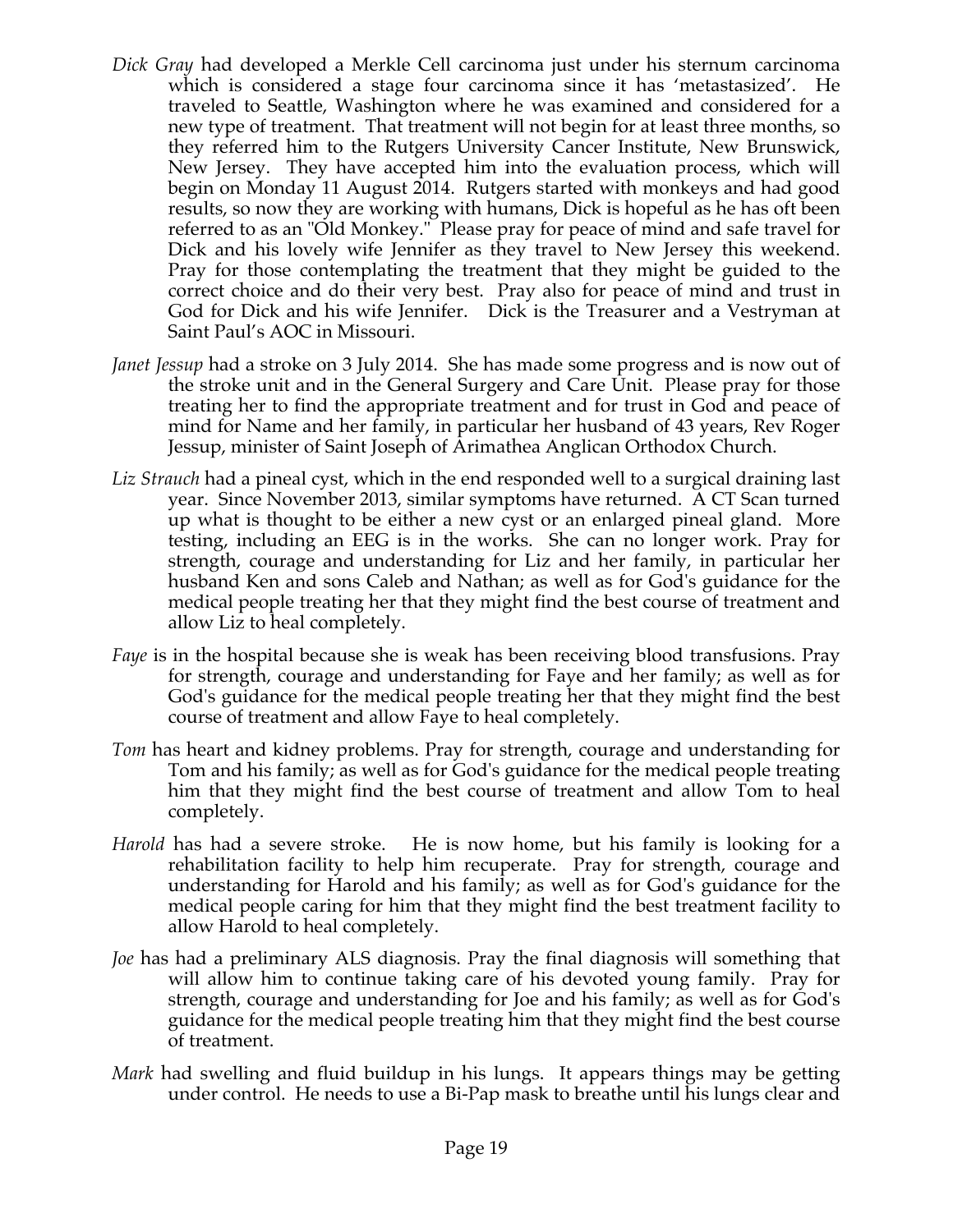*Dick Gray* had developed a Merkle Cell carcinoma just under his sternum carcinoma which is considered a stage four carcinoma since it has 'metastasized'. He traveled to Seattle, Washington where he was examined and considered for a new type of treatment. That treatment will not begin for at least three months, so they referred him to the Rutgers University Cancer Institute, New Brunswick, New Jersey. They have accepted him into the evaluation process, which will begin on Monday 11 August 2014. Rutgers started with monkeys and had good results, so now they are working with humans, Dick is hopeful as he has oft been referred to as an "Old Monkey." Please pray for peace of mind and safe travel for Dick and his lovely wife Jennifer as they travel to New Jersey this weekend. Pray for those contemplating the treatment that they might be guided to the correct choice and do their very best. Pray also for peace of mind and trust in God for Dick and his wife Jennifer. Dick is the Treasurer and a Vestryman at Saint Paul's AOC in Missouri.

*Janet Jessup* had a stroke on 3 July 2014. She has made some progress and is now out of the stroke unit and in the General Surgery and Care Unit. Please pray for those treating her to find the appropriate treatment and for trust in God and peace of mind for Name and her family, in particular her husband of 43 years, Rev Roger Jessup, minister of Saint Joseph of Arimathea Anglican Orthodox Church.

*Liz Strauch* had a pineal cyst, which in the end responded well to a surgical draining last year. Since November 2013, similar symptoms have returned. A CT Scan turned up what is thought to be either a new cyst or an enlarged pineal gland. More testing, including an EEG is in the works. She can no longer work. Pray for strength, courage and understanding for Liz and her family, in particular her husband Ken and sons Caleb and Nathan; as well as for God's guidance for the medical people treating her that they might find the best course of treatment and allow Liz to heal completely.

*Faye* is in the hospital because she is weak has been receiving blood transfusions. Pray for strength, courage and understanding for Faye and her family; as well as for God's guidance for the medical people treating her that they might find the best course of treatment and allow Faye to heal completely.

*Tom* has heart and kidney problems. Pray for strength, courage and understanding for Tom and his family; as well as for God's guidance for the medical people treating him that they might find the best course of treatment and allow Tom to heal completely.

*Harold* has had a severe stroke. He is now home, but his family is looking for a rehabilitation facility to help him recuperate. Pray for strength, courage and understanding for Harold and his family; as well as for God's guidance for the medical people caring for him that they might find the best treatment facility to allow Harold to heal completely.

*Joe* has had a preliminary ALS diagnosis. Pray the final diagnosis will something that will allow him to continue taking care of his devoted young family. Pray for strength, courage and understanding for Joe and his family; as well as for God's guidance for the medical people treating him that they might find the best course of treatment.

*Mark* had swelling and fluid buildup in his lungs. It appears things may be getting under control. He needs to use a Bi-Pap mask to breathe until his lungs clear and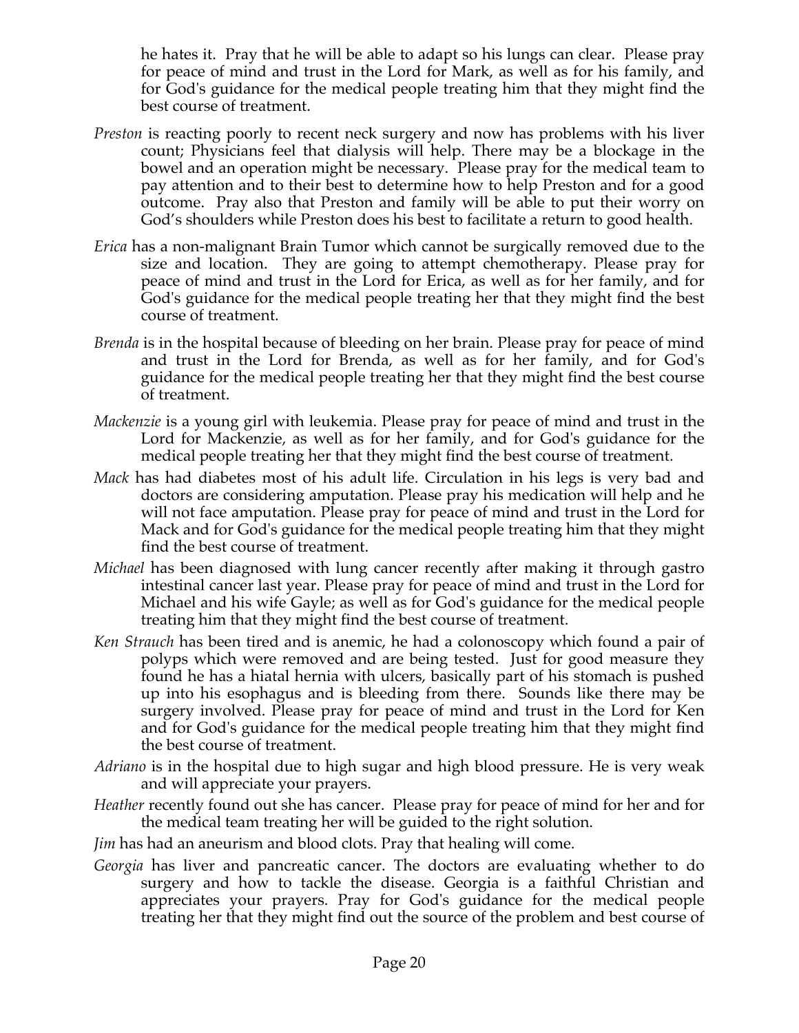he hates it. Pray that he will be able to adapt so his lungs can clear. Please pray for peace of mind and trust in the Lord for Mark, as well as for his family, and for God's guidance for the medical people treating him that they might find the best course of treatment.

*Preston* is reacting poorly to recent neck surgery and now has problems with his liver count; Physicians feel that dialysis will help. There may be a blockage in the bowel and an operation might be necessary. Please pray for the medical team to pay attention and to their best to determine how to help Preston and for a good outcome. Pray also that Preston and family will be able to put their worry on God's shoulders while Preston does his best to facilitate a return to good health.

*Erica* has a non-malignant Brain Tumor which cannot be surgically removed due to the size and location. They are going to attempt chemotherapy. Please pray for peace of mind and trust in the Lord for Erica, as well as for her family, and for God's guidance for the medical people treating her that they might find the best course of treatment.

*Brenda* is in the hospital because of bleeding on her brain. Please pray for peace of mind and trust in the Lord for Brenda, as well as for her family, and for God's guidance for the medical people treating her that they might find the best course of treatment.

*Mackenzie* is a young girl with leukemia. Please pray for peace of mind and trust in the Lord for Mackenzie, as well as for her family, and for God's guidance for the medical people treating her that they might find the best course of treatment.

*Mack* has had diabetes most of his adult life. Circulation in his legs is very bad and doctors are considering amputation. Please pray his medication will help and he will not face amputation. Please pray for peace of mind and trust in the Lord for Mack and for God's guidance for the medical people treating him that they might find the best course of treatment.

*Michael* has been diagnosed with lung cancer recently after making it through gastro intestinal cancer last year. Please pray for peace of mind and trust in the Lord for Michael and his wife Gayle; as well as for God's guidance for the medical people treating him that they might find the best course of treatment.

*Ken Strauch* has been tired and is anemic, he had a colonoscopy which found a pair of polyps which were removed and are being tested. Just for good measure they found he has a hiatal hernia with ulcers, basically part of his stomach is pushed up into his esophagus and is bleeding from there. Sounds like there may be surgery involved. Please pray for peace of mind and trust in the Lord for Ken and for God's guidance for the medical people treating him that they might find the best course of treatment.

*Adriano* is in the hospital due to high sugar and high blood pressure. He is very weak and will appreciate your prayers.

*Heather* recently found out she has cancer. Please pray for peace of mind for her and for the medical team treating her will be guided to the right solution.

*Jim* has had an aneurism and blood clots. Pray that healing will come.

*Georgia* has liver and pancreatic cancer. The doctors are evaluating whether to do surgery and how to tackle the disease. Georgia is a faithful Christian and appreciates your prayers. Pray for God's guidance for the medical people treating her that they might find out the source of the problem and best course of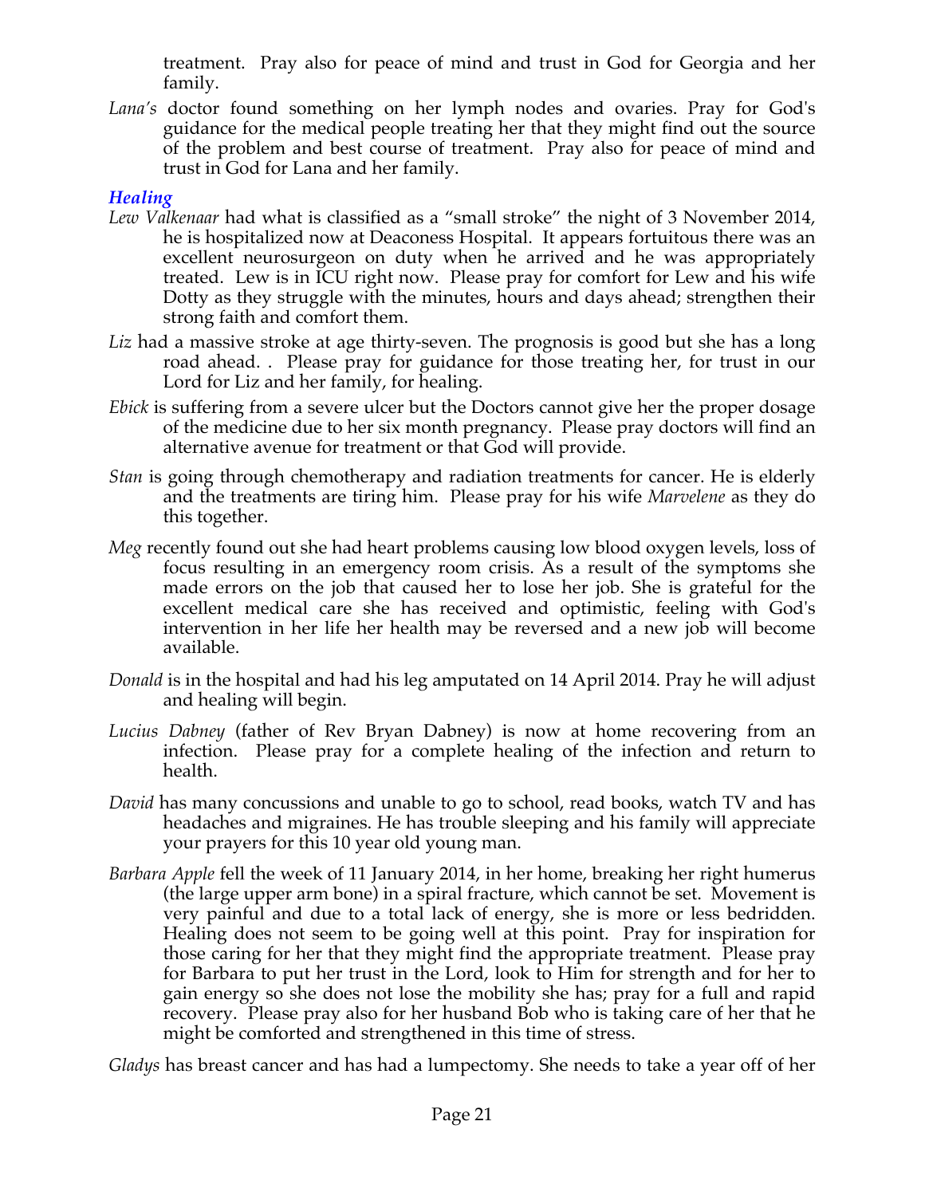treatment. Pray also for peace of mind and trust in God for Georgia and her family.

*Lana's* doctor found something on her lymph nodes and ovaries. Pray for God's guidance for the medical people treating her that they might find out the source of the problem and best course of treatment. Pray also for peace of mind and trust in God for Lana and her family.

### *Healing*

*Lew Valkenaar* had what is classified as a "small stroke" the night of 3 November 2014, he is hospitalized now at Deaconess Hospital. It appears fortuitous there was an excellent neurosurgeon on duty when he arrived and he was appropriately treated. Lew is in ICU right now. Please pray for comfort for Lew and his wife Dotty as they struggle with the minutes, hours and days ahead; strengthen their strong faith and comfort them.

*Liz* had a massive stroke at age thirty-seven. The prognosis is good but she has a long road ahead. . Please pray for guidance for those treating her, for trust in our Lord for Liz and her family, for healing.

*Ebick* is suffering from a severe ulcer but the Doctors cannot give her the proper dosage of the medicine due to her six month pregnancy. Please pray doctors will find an alternative avenue for treatment or that God will provide.

*Stan* is going through chemotherapy and radiation treatments for cancer. He is elderly and the treatments are tiring him. Please pray for his wife *Marvelene* as they do this together.

*Meg* recently found out she had heart problems causing low blood oxygen levels, loss of focus resulting in an emergency room crisis. As a result of the symptoms she made errors on the job that caused her to lose her job. She is grateful for the excellent medical care she has received and optimistic, feeling with God's intervention in her life her health may be reversed and a new job will become available.

*Donald* is in the hospital and had his leg amputated on 14 April 2014. Pray he will adjust and healing will begin.

*Lucius Dabney* (father of Rev Bryan Dabney) is now at home recovering from an infection. Please pray for a complete healing of the infection and return to health.

*David* has many concussions and unable to go to school, read books, watch TV and has headaches and migraines. He has trouble sleeping and his family will appreciate your prayers for this 10 year old young man.

*Barbara Apple* fell the week of 11 January 2014, in her home, breaking her right humerus (the large upper arm bone) in a spiral fracture, which cannot be set. Movement is very painful and due to a total lack of energy, she is more or less bedridden. Healing does not seem to be going well at this point. Pray for inspiration for those caring for her that they might find the appropriate treatment. Please pray for Barbara to put her trust in the Lord, look to Him for strength and for her to gain energy so she does not lose the mobility she has; pray for a full and rapid recovery. Please pray also for her husband Bob who is taking care of her that he might be comforted and strengthened in this time of stress.

*Gladys* has breast cancer and has had a lumpectomy. She needs to take a year off of her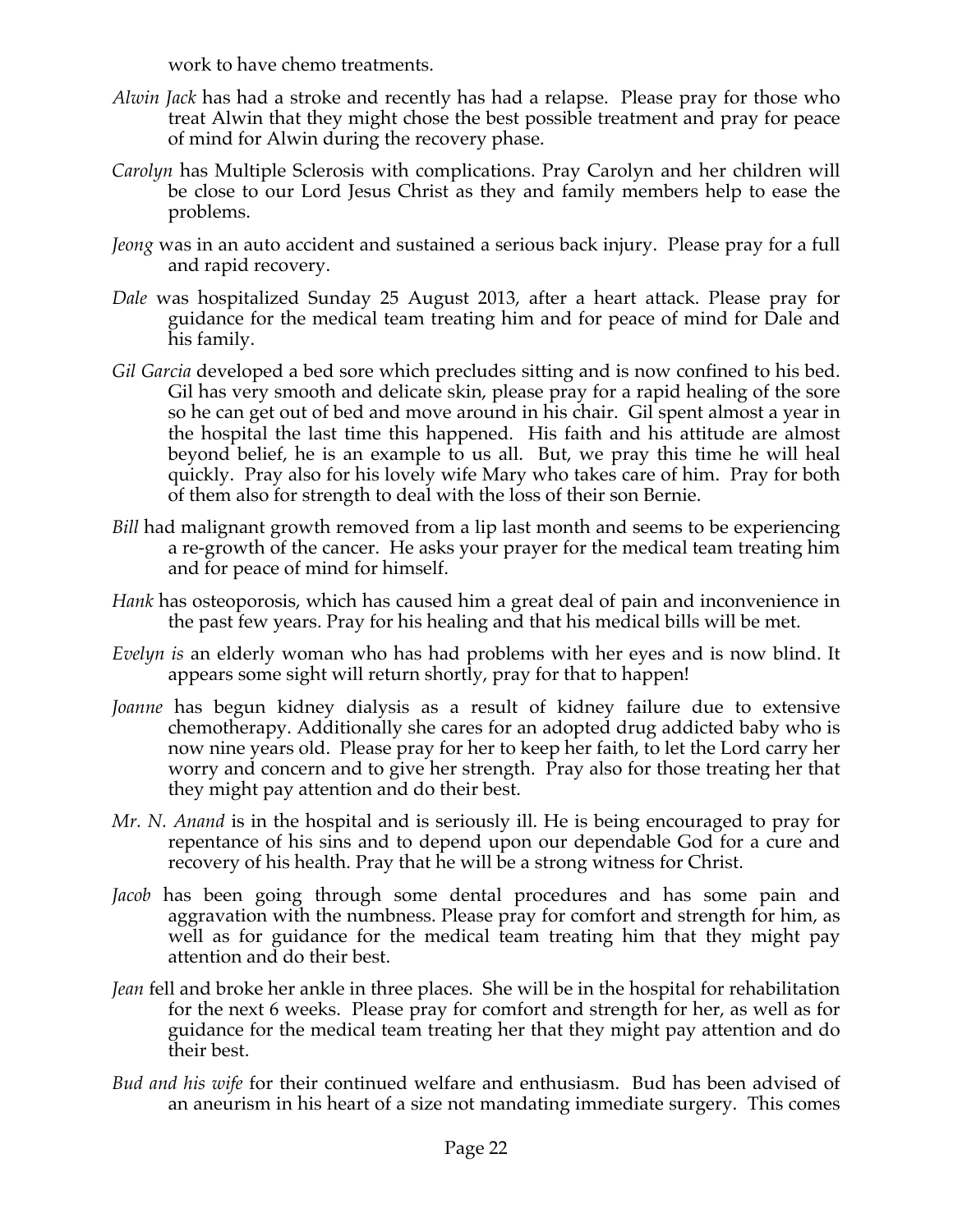work to have chemo treatments.

*Alwin Jack* has had a stroke and recently has had a relapse. Please pray for those who treat Alwin that they might chose the best possible treatment and pray for peace of mind for Alwin during the recovery phase.

*Carolyn* has Multiple Sclerosis with complications. Pray Carolyn and her children will be close to our Lord Jesus Christ as they and family members help to ease the problems.

*Jeong* was in an auto accident and sustained a serious back injury. Please pray for a full and rapid recovery.

*Dale* was hospitalized Sunday 25 August 2013, after a heart attack. Please pray for guidance for the medical team treating him and for peace of mind for Dale and his family.

*Gil Garcia* developed a bed sore which precludes sitting and is now confined to his bed. Gil has very smooth and delicate skin, please pray for a rapid healing of the sore so he can get out of bed and move around in his chair. Gil spent almost a year in the hospital the last time this happened. His faith and his attitude are almost beyond belief, he is an example to us all. But, we pray this time he will heal quickly. Pray also for his lovely wife Mary who takes care of him. Pray for both of them also for strength to deal with the loss of their son Bernie.

*Bill* had malignant growth removed from a lip last month and seems to be experiencing a re-growth of the cancer. He asks your prayer for the medical team treating him and for peace of mind for himself.

*Hank* has osteoporosis, which has caused him a great deal of pain and inconvenience in the past few years. Pray for his healing and that his medical bills will be met.

*Evelyn is* an elderly woman who has had problems with her eyes and is now blind. It appears some sight will return shortly, pray for that to happen!

*Joanne* has begun kidney dialysis as a result of kidney failure due to extensive chemotherapy. Additionally she cares for an adopted drug addicted baby who is now nine years old. Please pray for her to keep her faith, to let the Lord carry her worry and concern and to give her strength. Pray also for those treating her that they might pay attention and do their best.

*Mr. N. Anand* is in the hospital and is seriously ill. He is being encouraged to pray for repentance of his sins and to depend upon our dependable God for a cure and recovery of his health. Pray that he will be a strong witness for Christ.

*Jacob* has been going through some dental procedures and has some pain and aggravation with the numbness. Please pray for comfort and strength for him, as well as for guidance for the medical team treating him that they might pay attention and do their best.

*Jean* fell and broke her ankle in three places. She will be in the hospital for rehabilitation for the next 6 weeks. Please pray for comfort and strength for her, as well as for guidance for the medical team treating her that they might pay attention and do their best.

*Bud and his wife* for their continued welfare and enthusiasm. Bud has been advised of an aneurism in his heart of a size not mandating immediate surgery. This comes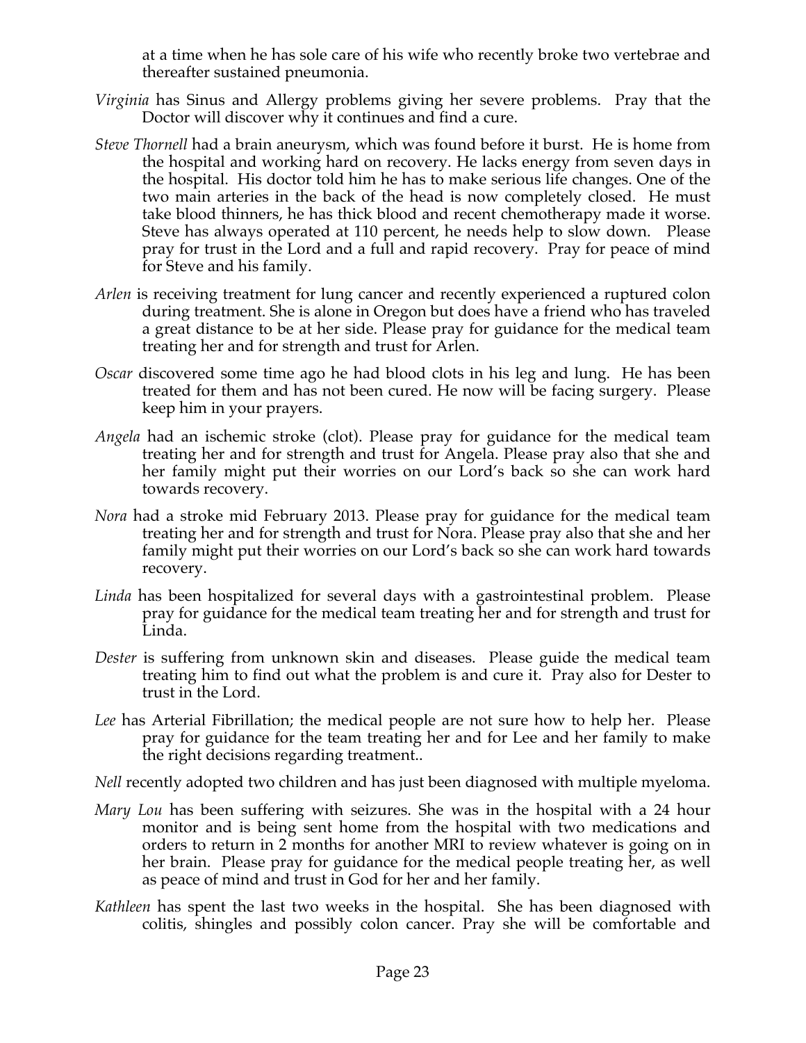at a time when he has sole care of his wife who recently broke two vertebrae and thereafter sustained pneumonia.

*Virginia* has Sinus and Allergy problems giving her severe problems. Pray that the Doctor will discover why it continues and find a cure.

*Steve Thornell* had a brain aneurysm, which was found before it burst. He is home from the hospital and working hard on recovery. He lacks energy from seven days in the hospital. His doctor told him he has to make serious life changes. One of the two main arteries in the back of the head is now completely closed. He must take blood thinners, he has thick blood and recent chemotherapy made it worse. Steve has always operated at 110 percent, he needs help to slow down. Please pray for trust in the Lord and a full and rapid recovery. Pray for peace of mind for Steve and his family.

*Arlen* is receiving treatment for lung cancer and recently experienced a ruptured colon during treatment. She is alone in Oregon but does have a friend who has traveled a great distance to be at her side. Please pray for guidance for the medical team treating her and for strength and trust for Arlen.

*Oscar* discovered some time ago he had blood clots in his leg and lung. He has been treated for them and has not been cured. He now will be facing surgery. Please keep him in your prayers.

*Angela* had an ischemic stroke (clot). Please pray for guidance for the medical team treating her and for strength and trust for Angela. Please pray also that she and her family might put their worries on our Lord's back so she can work hard towards recovery.

*Nora* had a stroke mid February 2013. Please pray for guidance for the medical team treating her and for strength and trust for Nora. Please pray also that she and her family might put their worries on our Lord's back so she can work hard towards recovery.

*Linda* has been hospitalized for several days with a gastrointestinal problem. Please pray for guidance for the medical team treating her and for strength and trust for Linda.

*Dester* is suffering from unknown skin and diseases. Please guide the medical team treating him to find out what the problem is and cure it. Pray also for Dester to trust in the Lord.

*Lee* has Arterial Fibrillation; the medical people are not sure how to help her. Please pray for guidance for the team treating her and for Lee and her family to make the right decisions regarding treatment..

*Nell* recently adopted two children and has just been diagnosed with multiple myeloma.

*Mary Lou* has been suffering with seizures. She was in the hospital with a 24 hour monitor and is being sent home from the hospital with two medications and orders to return in 2 months for another MRI to review whatever is going on in her brain. Please pray for guidance for the medical people treating her, as well as peace of mind and trust in God for her and her family.

*Kathleen* has spent the last two weeks in the hospital. She has been diagnosed with colitis, shingles and possibly colon cancer. Pray she will be comfortable and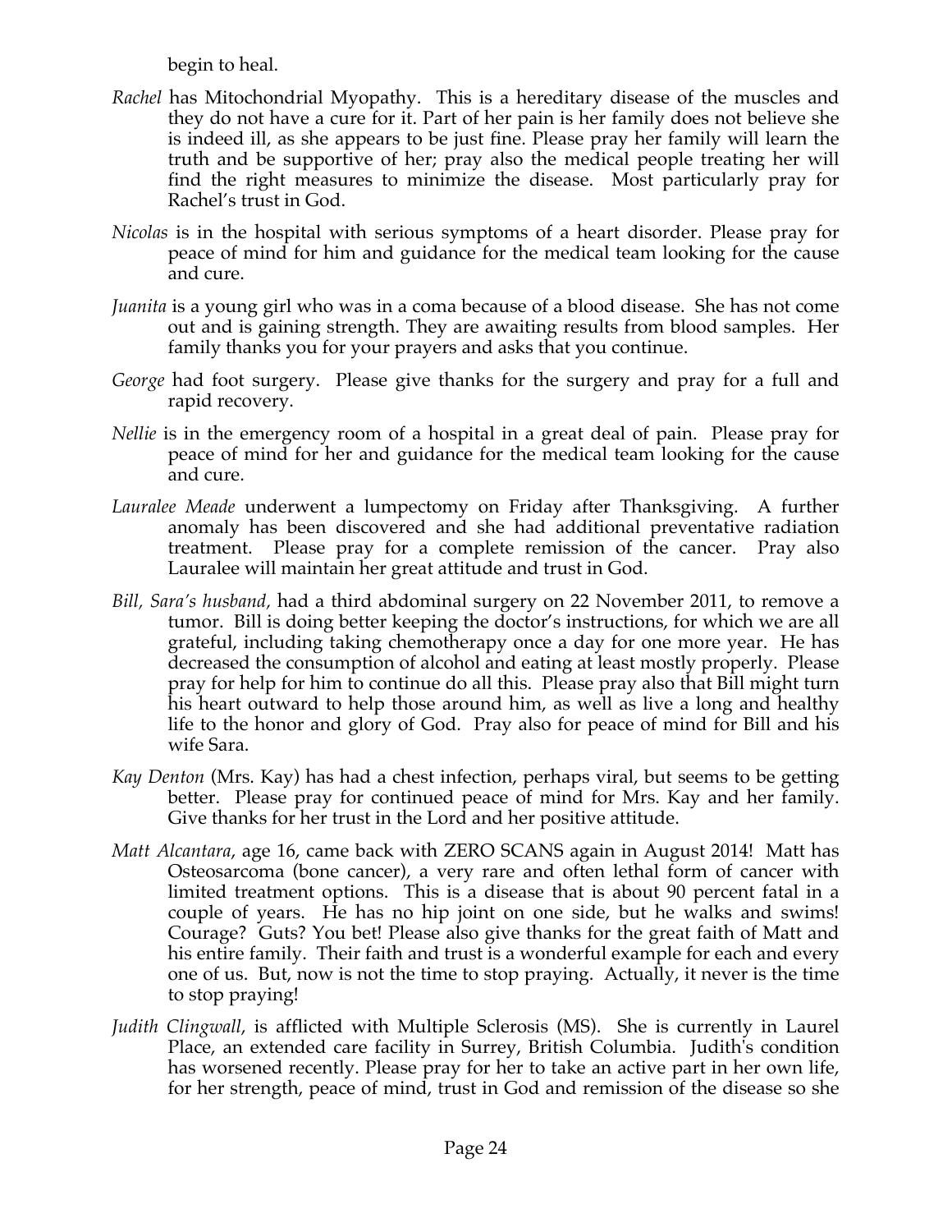begin to heal.

*Rachel* has Mitochondrial Myopathy. This is a hereditary disease of the muscles and they do not have a cure for it. Part of her pain is her family does not believe she is indeed ill, as she appears to be just fine. Please pray her family will learn the truth and be supportive of her; pray also the medical people treating her will find the right measures to minimize the disease. Most particularly pray for Rachel's trust in God.

*Nicolas* is in the hospital with serious symptoms of a heart disorder. Please pray for peace of mind for him and guidance for the medical team looking for the cause and cure.

*Juanita* is a young girl who was in a coma because of a blood disease. She has not come out and is gaining strength. They are awaiting results from blood samples. Her family thanks you for your prayers and asks that you continue.

*George* had foot surgery. Please give thanks for the surgery and pray for a full and rapid recovery.

*Nellie* is in the emergency room of a hospital in a great deal of pain. Please pray for peace of mind for her and guidance for the medical team looking for the cause and cure.

*Lauralee Meade* underwent a lumpectomy on Friday after Thanksgiving. A further anomaly has been discovered and she had additional preventative radiation treatment. Please pray for a complete remission of the cancer. Pray also Lauralee will maintain her great attitude and trust in God.

*Bill, Sara's husband,* had a third abdominal surgery on 22 November 2011, to remove a tumor. Bill is doing better keeping the doctor's instructions, for which we are all grateful, including taking chemotherapy once a day for one more year. He has decreased the consumption of alcohol and eating at least mostly properly. Please pray for help for him to continue do all this. Please pray also that Bill might turn his heart outward to help those around him, as well as live a long and healthy life to the honor and glory of God. Pray also for peace of mind for Bill and his wife Sara.

*Kay Denton* (Mrs. Kay) has had a chest infection, perhaps viral, but seems to be getting better. Please pray for continued peace of mind for Mrs. Kay and her family. Give thanks for her trust in the Lord and her positive attitude.

*Matt Alcantara*, age 16, came back with ZERO SCANS again in August 2014! Matt has Osteosarcoma (bone cancer), a very rare and often lethal form of cancer with limited treatment options. This is a disease that is about 90 percent fatal in a couple of years. He has no hip joint on one side, but he walks and swims! Courage? Guts? You bet! Please also give thanks for the great faith of Matt and his entire family. Their faith and trust is a wonderful example for each and every one of us. But, now is not the time to stop praying. Actually, it never is the time to stop praying!

*Judith Clingwall*, is afflicted with Multiple Sclerosis (MS). She is currently in Laurel Place, an extended care facility in Surrey, British Columbia. Judith's condition has worsened recently. Please pray for her to take an active part in her own life, for her strength, peace of mind, trust in God and remission of the disease so she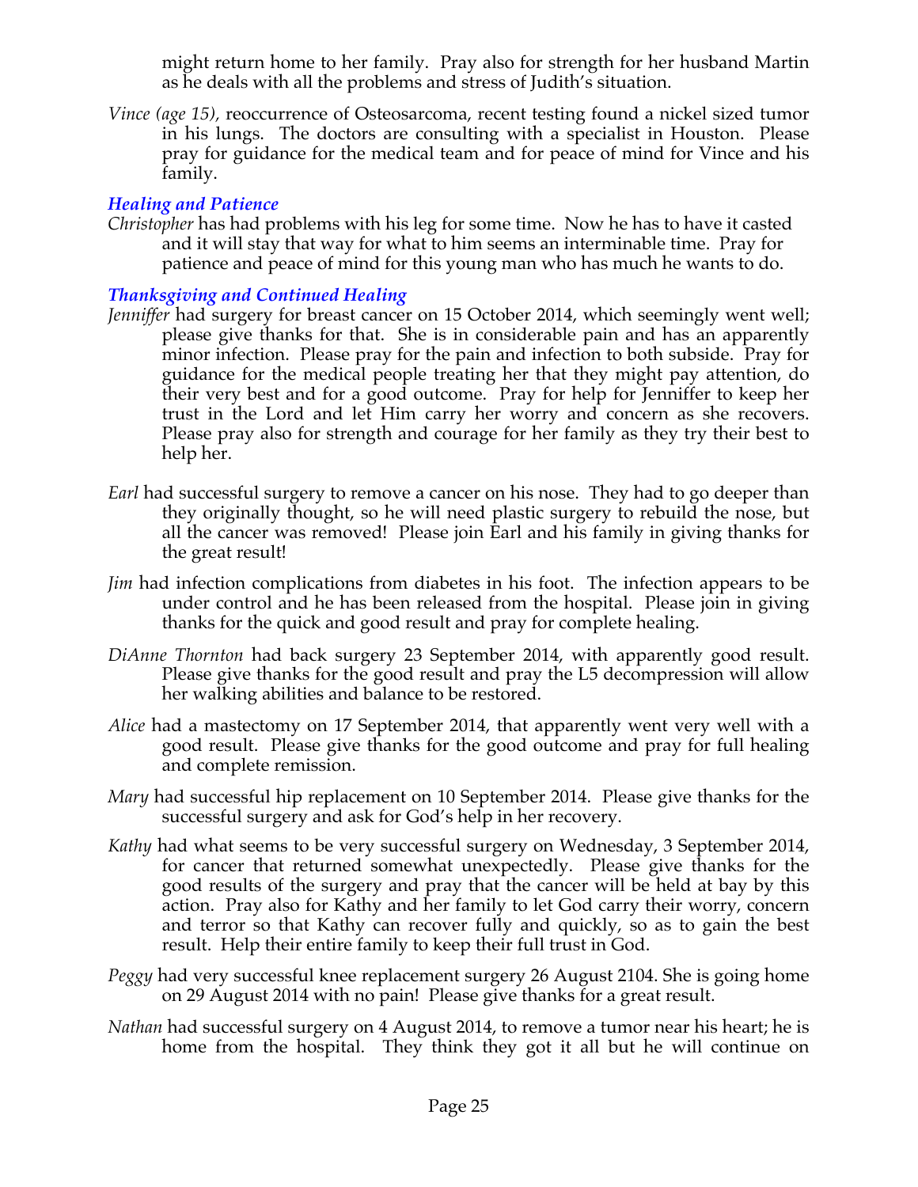might return home to her family. Pray also for strength for her husband Martin as he deals with all the problems and stress of Judith's situation.

*Vince (age 15)*, reoccurrence of Osteosarcoma, recent testing found a nickel sized tumor in his lungs. The doctors are consulting with a specialist in Houston. Please pray for guidance for the medical team and for peace of mind for Vince and his family.

### *Healing and Patience*

*Christopher* has had problems with his leg for some time. Now he has to have it casted and it will stay that way for what to him seems an interminable time. Pray for patience and peace of mind for this young man who has much he wants to do.

### *Thanksgiving and Continued Healing*

*Jenniffer* had surgery for breast cancer on 15 October 2014, which seemingly went well; please give thanks for that. She is in considerable pain and has an apparently minor infection. Please pray for the pain and infection to both subside. Pray for guidance for the medical people treating her that they might pay attention, do their very best and for a good outcome. Pray for help for Jenniffer to keep her trust in the Lord and let Him carry her worry and concern as she recovers. Please pray also for strength and courage for her family as they try their best to help her.

*Earl* had successful surgery to remove a cancer on his nose. They had to go deeper than they originally thought, so he will need plastic surgery to rebuild the nose, but all the cancer was removed! Please join Earl and his family in giving thanks for the great result!

*Jim* had infection complications from diabetes in his foot. The infection appears to be under control and he has been released from the hospital. Please join in giving thanks for the quick and good result and pray for complete healing.

*DiAnne Thornton* had back surgery 23 September 2014, with apparently good result. Please give thanks for the good result and pray the L5 decompression will allow her walking abilities and balance to be restored.

*Alice* had a mastectomy on 17 September 2014, that apparently went very well with a good result. Please give thanks for the good outcome and pray for full healing and complete remission.

*Mary* had successful hip replacement on 10 September 2014. Please give thanks for the successful surgery and ask for God's help in her recovery.

*Kathy* had what seems to be very successful surgery on Wednesday, 3 September 2014, for cancer that returned somewhat unexpectedly. Please give thanks for the good results of the surgery and pray that the cancer will be held at bay by this action. Pray also for Kathy and her family to let God carry their worry, concern and terror so that Kathy can recover fully and quickly, so as to gain the best result. Help their entire family to keep their full trust in God.

*Peggy* had very successful knee replacement surgery 26 August 2104. She is going home on 29 August 2014 with no pain! Please give thanks for a great result.

*Nathan* had successful surgery on 4 August 2014, to remove a tumor near his heart; he is home from the hospital. They think they got it all but he will continue on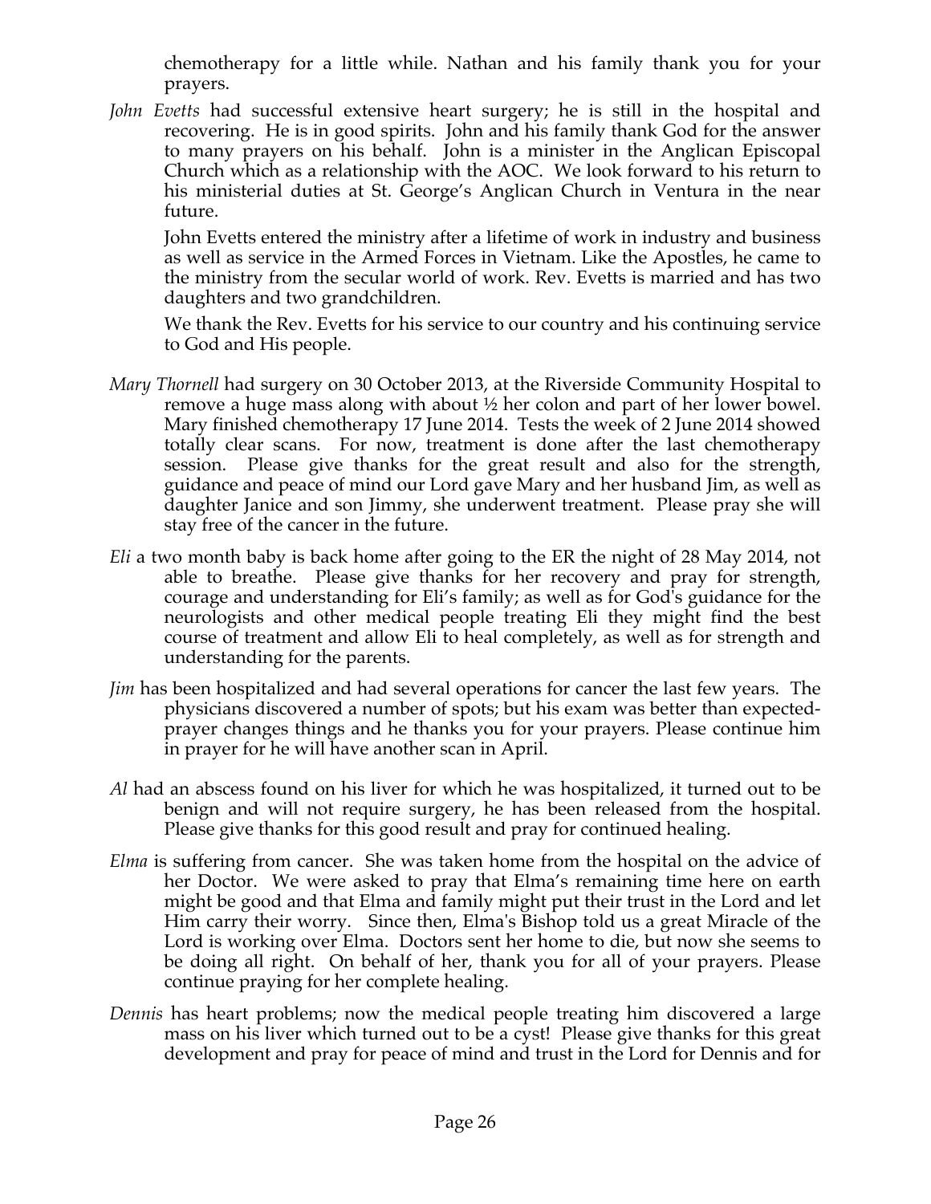chemotherapy for a little while. Nathan and his family thank you for your prayers.

*John Evetts* had successful extensive heart surgery; he is still in the hospital and recovering. He is in good spirits. John and his family thank God for the answer to many prayers on his behalf. John is a minister in the Anglican Episcopal Church which as a relationship with the AOC. We look forward to his return to his ministerial duties at St. George's Anglican Church in Ventura in the near future.

John Evetts entered the ministry after a lifetime of work in industry and business as well as service in the Armed Forces in Vietnam. Like the Apostles, he came to the ministry from the secular world of work. Rev. Evetts is married and has two daughters and two grandchildren.

We thank the Rev. Evetts for his service to our country and his continuing service to God and His people.

*Mary Thornell* had surgery on 30 October 2013, at the Riverside Community Hospital to remove a huge mass along with about ½ her colon and part of her lower bowel. Mary finished chemotherapy 17 June 2014. Tests the week of 2 June 2014 showed totally clear scans. For now, treatment is done after the last chemotherapy session. Please give thanks for the great result and also for the strength, guidance and peace of mind our Lord gave Mary and her husband Jim, as well as daughter Janice and son Jimmy, she underwent treatment. Please pray she will stay free of the cancer in the future.

*Eli* a two month baby is back home after going to the ER the night of 28 May 2014, not able to breathe. Please give thanks for her recovery and pray for strength, courage and understanding for Eli's family; as well as for God's guidance for the neurologists and other medical people treating Eli they might find the best course of treatment and allow Eli to heal completely, as well as for strength and understanding for the parents.

*Jim* has been hospitalized and had several operations for cancer the last few years. The physicians discovered a number of spots; but his exam was better than expected-prayer changes things and he thanks you for your prayers. Please continue him in prayer for he will have another scan in April.

*Al* had an abscess found on his liver for which he was hospitalized, it turned out to be benign and will not require surgery, he has been released from the hospital. Please give thanks for this good result and pray for continued healing.

*Elma* is suffering from cancer. She was taken home from the hospital on the advice of her Doctor. We were asked to pray that Elma's remaining time here on earth might be good and that Elma and family might put their trust in the Lord and let Him carry their worry. Since then, Elma's Bishop told us a great Miracle of the Lord is working over Elma. Doctors sent her home to die, but now she seems to be doing all right. On behalf of her, thank you for all of your prayers. Please continue praying for her complete healing.

*Dennis* has heart problems; now the medical people treating him discovered a large mass on his liver which turned out to be a cyst! Please give thanks for this great development and pray for peace of mind and trust in the Lord for Dennis and for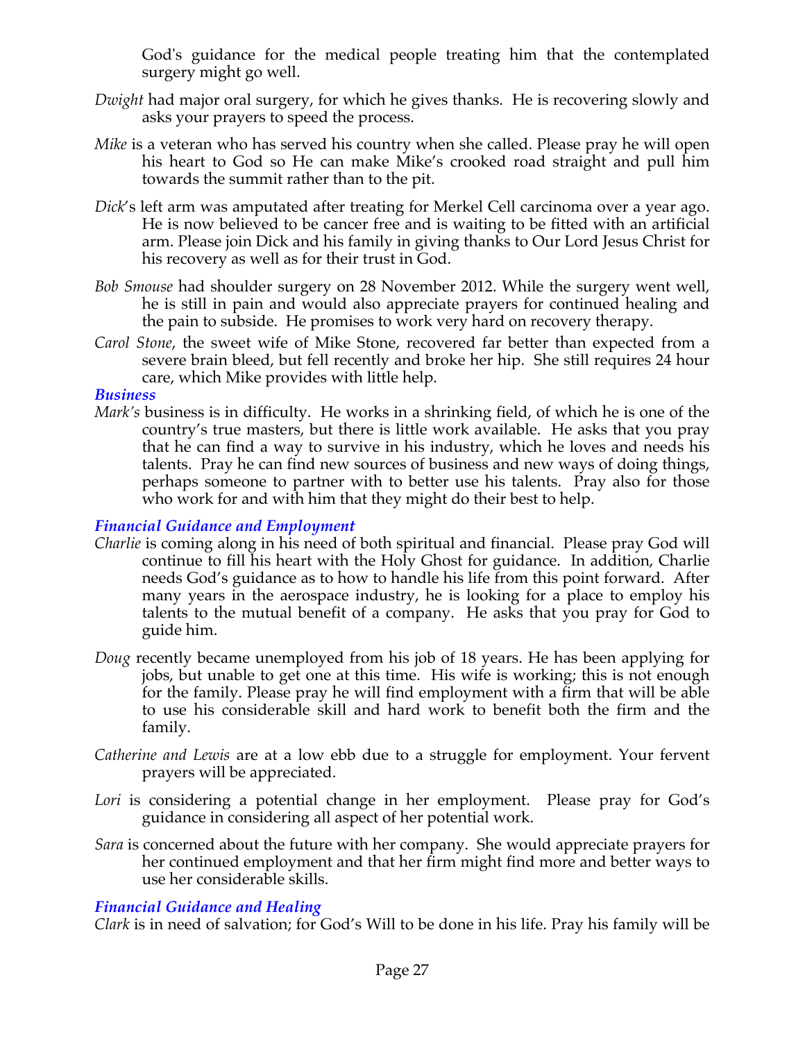God's guidance for the medical people treating him that the contemplated surgery might go well.

*Dwight* had major oral surgery, for which he gives thanks. He is recovering slowly and asks your prayers to speed the process.

*Mike* is a veteran who has served his country when she called. Please pray he will open his heart to God so He can make Mike's crooked road straight and pull him towards the summit rather than to the pit.

*Dick*'s left arm was amputated after treating for Merkel Cell carcinoma over a year ago. He is now believed to be cancer free and is waiting to be fitted with an artificial arm. Please join Dick and his family in giving thanks to Our Lord Jesus Christ for his recovery as well as for their trust in God.

*Bob Smouse* had shoulder surgery on 28 November 2012. While the surgery went well, he is still in pain and would also appreciate prayers for continued healing and the pain to subside. He promises to work very hard on recovery therapy.

*Carol Stone*, the sweet wife of Mike Stone, recovered far better than expected from a severe brain bleed, but fell recently and broke her hip. She still requires 24 hour care, which Mike provides with little help.

### *Business*

*Mark's* business is in difficulty. He works in a shrinking field, of which he is one of the country's true masters, but there is little work available. He asks that you pray that he can find a way to survive in his industry, which he loves and needs his talents. Pray he can find new sources of business and new ways of doing things, perhaps someone to partner with to better use his talents. Pray also for those who work for and with him that they might do their best to help.

### *Financial Guidance and Employment*

*Charlie* is coming along in his need of both spiritual and financial. Please pray God will continue to fill his heart with the Holy Ghost for guidance. In addition, Charlie needs God's guidance as to how to handle his life from this point forward. After many years in the aerospace industry, he is looking for a place to employ his talents to the mutual benefit of a company. He asks that you pray for God to guide him.

*Doug* recently became unemployed from his job of 18 years. He has been applying for jobs, but unable to get one at this time. His wife is working; this is not enough for the family. Please pray he will find employment with a firm that will be able to use his considerable skill and hard work to benefit both the firm and the family.

*Catherine and Lewis* are at a low ebb due to a struggle for employment. Your fervent prayers will be appreciated.

*Lori* is considering a potential change in her employment. Please pray for God's guidance in considering all aspect of her potential work.

*Sara* is concerned about the future with her company. She would appreciate prayers for her continued employment and that her firm might find more and better ways to use her considerable skills.

### *Financial Guidance and Healing*

*Clark* is in need of salvation; for God's Will to be done in his life. Pray his family will be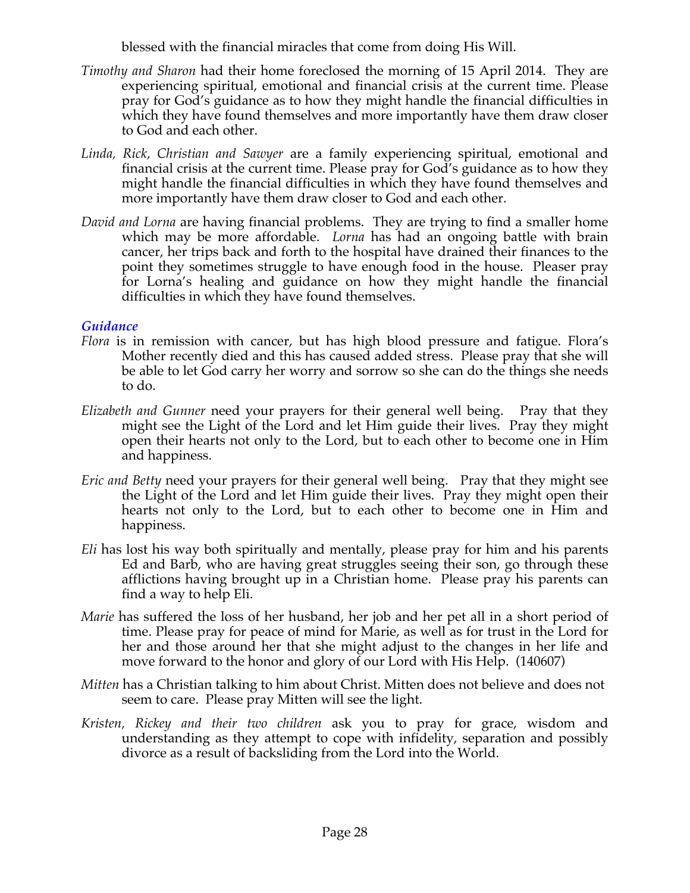blessed with the financial miracles that come from doing His Will.

*Timothy and Sharon* had their home foreclosed the morning of 15 April 2014. They are experiencing spiritual, emotional and financial crisis at the current time. Please pray for God's guidance as to how they might handle the financial difficulties in which they have found themselves and more importantly have them draw closer to God and each other.

*Linda, Rick, Christian and Sawyer* are a family experiencing spiritual, emotional and financial crisis at the current time. Please pray for God's guidance as to how they might handle the financial difficulties in which they have found themselves and more importantly have them draw closer to God and each other.

*David and Lorna* are having financial problems. They are trying to find a smaller home which may be more affordable. *Lorna* has had an ongoing battle with brain cancer, her trips back and forth to the hospital have drained their finances to the point they sometimes struggle to have enough food in the house. Pleaser pray for Lorna's healing and guidance on how they might handle the financial difficulties in which they have found themselves.

### *Guidance*

*Flora* is in remission with cancer, but has high blood pressure and fatigue. Flora's Mother recently died and this has caused added stress. Please pray that she will be able to let God carry her worry and sorrow so she can do the things she needs to do.

*Elizabeth and Gunner* need your prayers for their general well being. Pray that they might see the Light of the Lord and let Him guide their lives. Pray they might open their hearts not only to the Lord, but to each other to become one in Him and happiness.

*Eric and Betty* need your prayers for their general well being. Pray that they might see the Light of the Lord and let Him guide their lives. Pray they might open their hearts not only to the Lord, but to each other to become one in Him and happiness.

*Eli* has lost his way both spiritually and mentally, please pray for him and his parents Ed and Barb, who are having great struggles seeing their son, go through these afflictions having brought up in a Christian home. Please pray his parents can find a way to help Eli.

*Marie* has suffered the loss of her husband, her job and her pet all in a short period of time. Please pray for peace of mind for Marie, as well as for trust in the Lord for her and those around her that she might adjust to the changes in her life and move forward to the honor and glory of our Lord with His Help. (140607)

*Mitten* has a Christian talking to him about Christ. Mitten does not believe and does not seem to care. Please pray Mitten will see the light.

*Kristen, Rickey and their two children* ask you to pray for grace, wisdom and understanding as they attempt to cope with infidelity, separation and possibly divorce as a result of backsliding from the Lord into the World.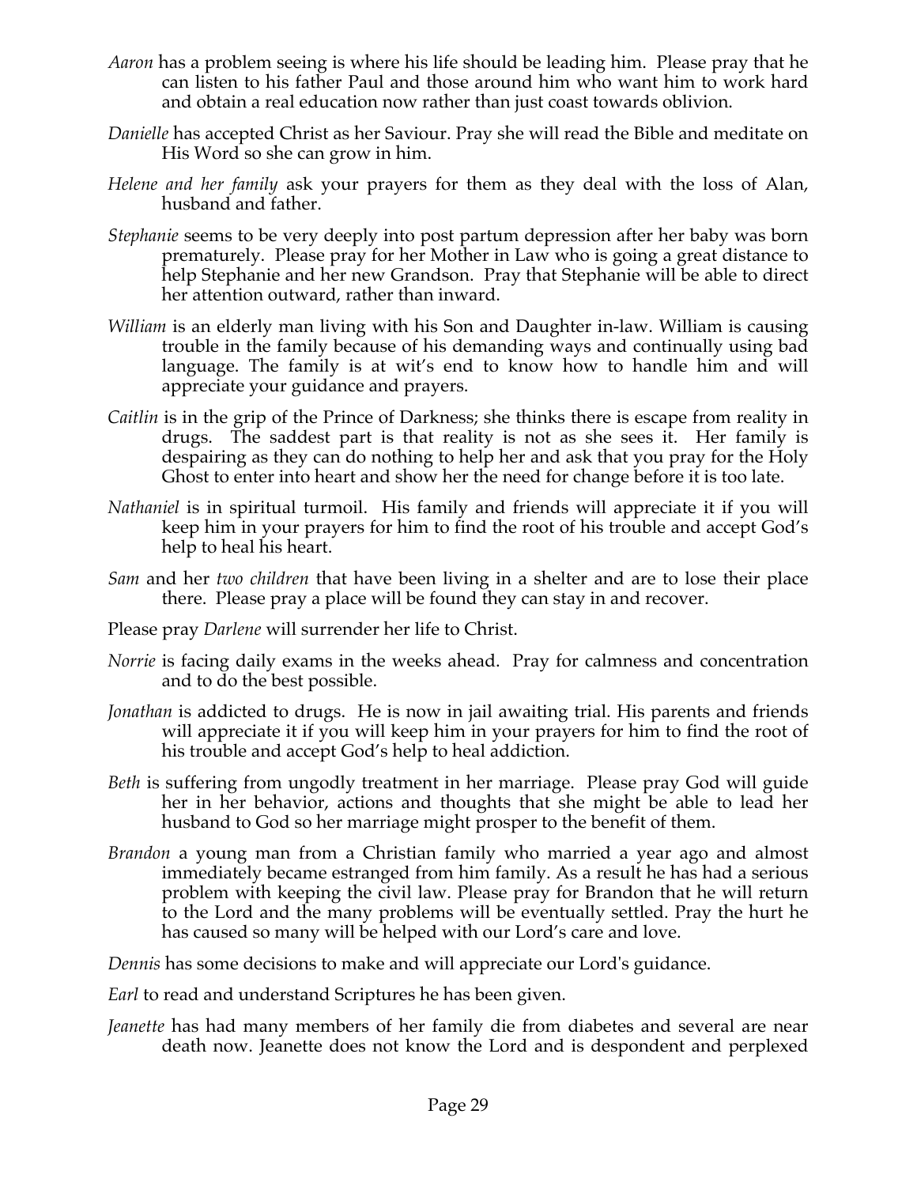*Aaron* has a problem seeing is where his life should be leading him. Please pray that he can listen to his father Paul and those around him who want him to work hard and obtain a real education now rather than just coast towards oblivion.

*Danielle* has accepted Christ as her Saviour. Pray she will read the Bible and meditate on His Word so she can grow in him.

*Helene and her family* ask your prayers for them as they deal with the loss of Alan, husband and father.

*Stephanie* seems to be very deeply into post partum depression after her baby was born prematurely. Please pray for her Mother in Law who is going a great distance to help Stephanie and her new Grandson. Pray that Stephanie will be able to direct her attention outward, rather than inward.

*William* is an elderly man living with his Son and Daughter in-law. William is causing trouble in the family because of his demanding ways and continually using bad language. The family is at wit's end to know how to handle him and will appreciate your guidance and prayers.

*Caitlin* is in the grip of the Prince of Darkness; she thinks there is escape from reality in drugs. The saddest part is that reality is not as she sees it. Her family is despairing as they can do nothing to help her and ask that you pray for the Holy Ghost to enter into heart and show her the need for change before it is too late.

*Nathaniel* is in spiritual turmoil. His family and friends will appreciate it if you will keep him in your prayers for him to find the root of his trouble and accept God's help to heal his heart.

*Sam* and her *two children* that have been living in a shelter and are to lose their place there. Please pray a place will be found they can stay in and recover.

Please pray *Darlene* will surrender her life to Christ.

*Norrie* is facing daily exams in the weeks ahead. Pray for calmness and concentration and to do the best possible.

*Jonathan* is addicted to drugs. He is now in jail awaiting trial. His parents and friends will appreciate it if you will keep him in your prayers for him to find the root of his trouble and accept God's help to heal addiction.

*Beth* is suffering from ungodly treatment in her marriage. Please pray God will guide her in her behavior, actions and thoughts that she might be able to lead her husband to God so her marriage might prosper to the benefit of them.

*Brandon* a young man from a Christian family who married a year ago and almost immediately became estranged from him family. As a result he has had a serious problem with keeping the civil law. Please pray for Brandon that he will return to the Lord and the many problems will be eventually settled. Pray the hurt he has caused so many will be helped with our Lord's care and love.

*Dennis* has some decisions to make and will appreciate our Lord's guidance.

*Earl* to read and understand Scriptures he has been given.

*Jeanette* has had many members of her family die from diabetes and several are near death now. Jeanette does not know the Lord and is despondent and perplexed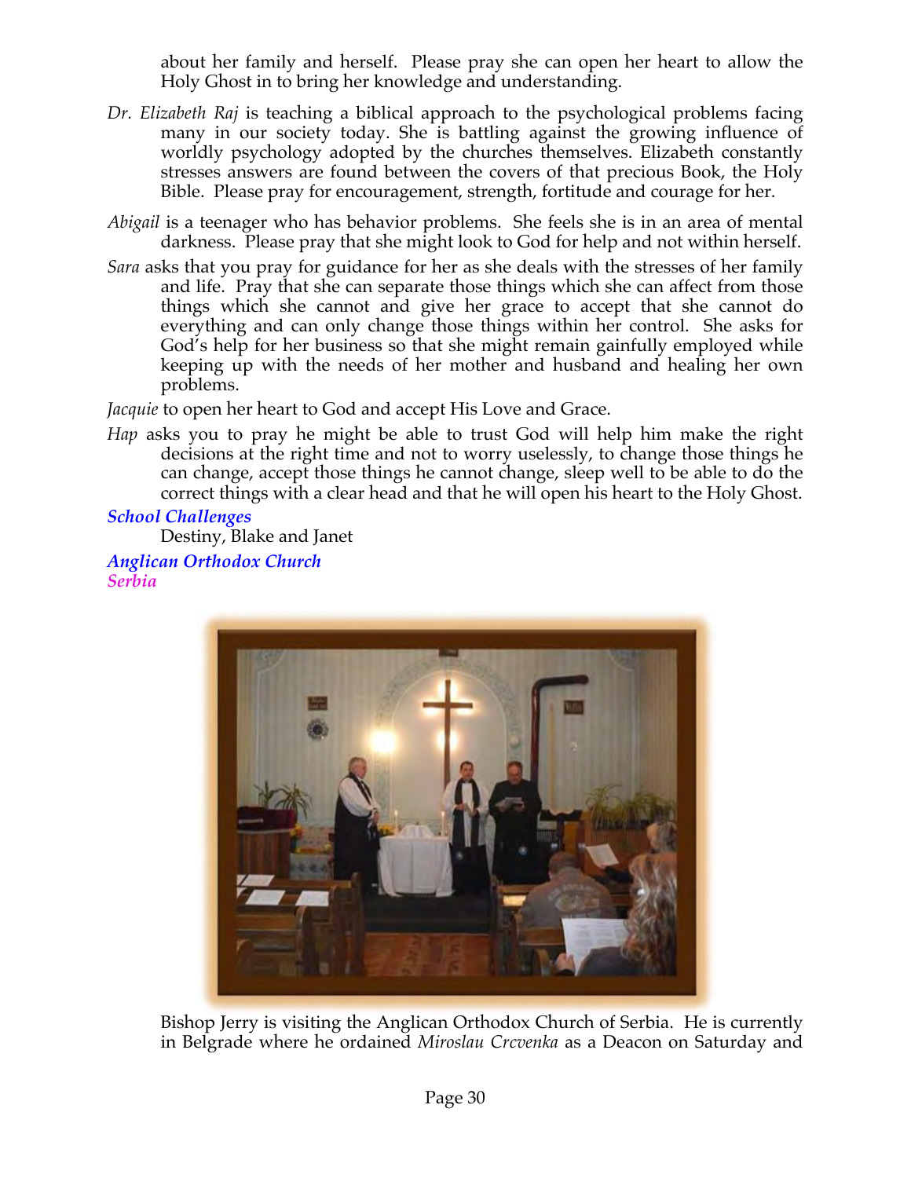about her family and herself. Please pray she can open her heart to allow the Holy Ghost in to bring her knowledge and understanding.

*Dr. Elizabeth Raj* is teaching a biblical approach to the psychological problems facing many in our society today. She is battling against the growing influence of worldly psychology adopted by the churches themselves. Elizabeth constantly stresses answers are found between the covers of that precious Book, the Holy Bible. Please pray for encouragement, strength, fortitude and courage for her.

*Abigail* is a teenager who has behavior problems. She feels she is in an area of mental darkness. Please pray that she might look to God for help and not within herself.

*Sara* asks that you pray for guidance for her as she deals with the stresses of her family and life. Pray that she can separate those things which she can affect from those things which she cannot and give her grace to accept that she cannot do everything and can only change those things within her control. She asks for God's help for her business so that she might remain gainfully employed while keeping up with the needs of her mother and husband and healing her own problems.

*Jacquie* to open her heart to God and accept His Love and Grace.

*Hap* asks you to pray he might be able to trust God will help him make the right decisions at the right time and not to worry uselessly, to change those things he can change, accept those things he cannot change, sleep well to be able to do the correct things with a clear head and that he will open his heart to the Holy Ghost.

***School Challenges***

Destiny, Blake and Janet

***Anglican Orthodox Church***

***Serbia***

Bishop Jerry is visiting the Anglican Orthodox Church of Serbia. He is currently in Belgrade where he ordained *Miroslau Crcvenka* as a Deacon on Saturday and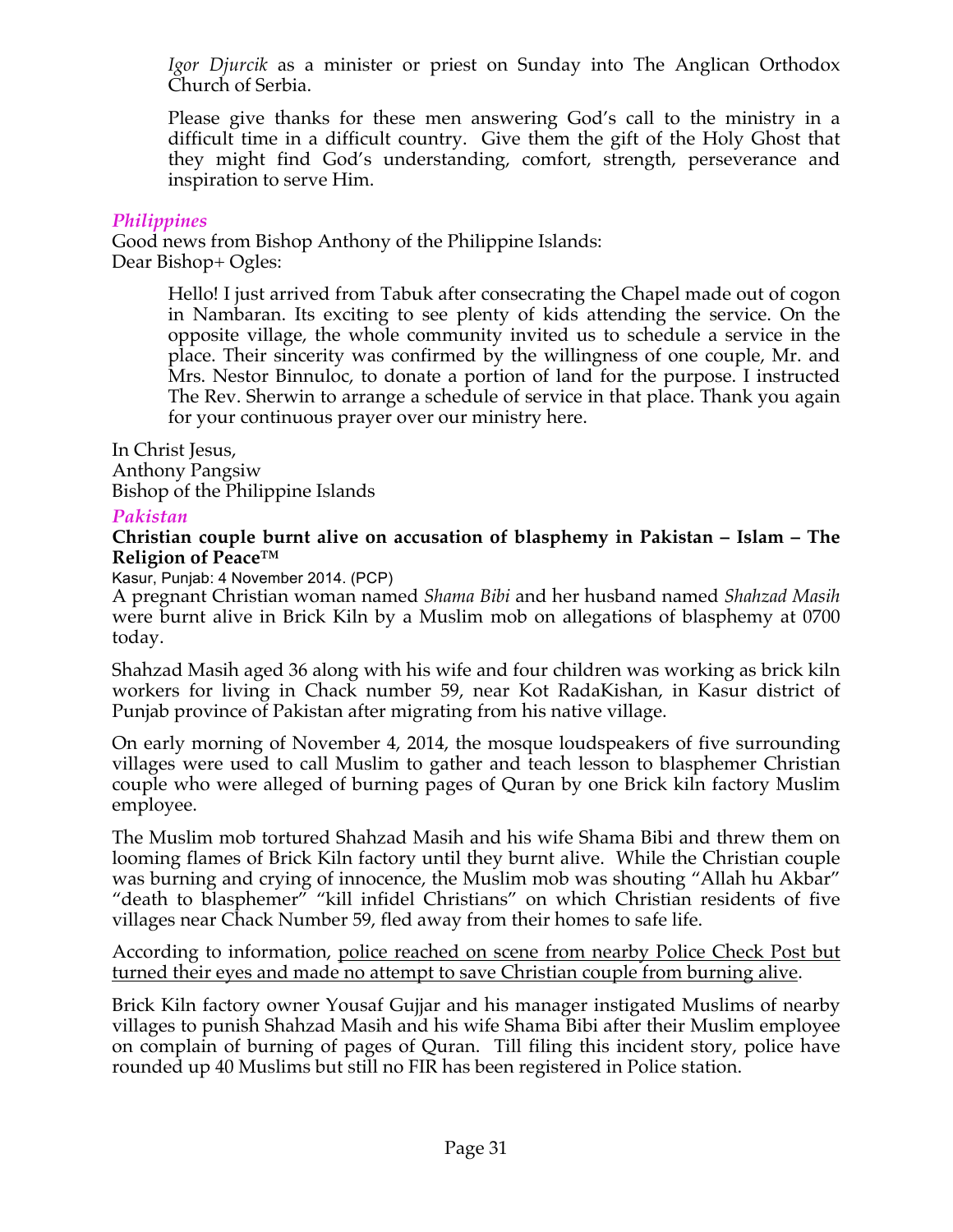*Igor Djurcik* as a minister or priest on Sunday into The Anglican Orthodox Church of Serbia.

Please give thanks for these men answering God's call to the ministry in a difficult time in a difficult country. Give them the gift of the Holy Ghost that they might find God's understanding, comfort, strength, perseverance and inspiration to serve Him.

### *Philippines*

Good news from Bishop Anthony of the Philippine Islands:
Dear Bishop+ Ogles:

> Hello! I just arrived from Tabuk after consecrating the Chapel made out of cogon in Nambaran. Its exciting to see plenty of kids attending the service. On the opposite village, the whole community invited us to schedule a service in the place. Their sincerity was confirmed by the willingness of one couple, Mr. and Mrs. Nestor Binnuloc, to donate a portion of land for the purpose. I instructed The Rev. Sherwin to arrange a schedule of service in that place. Thank you again for your continuous prayer over our ministry here.

In Christ Jesus,
Anthony Pangsiw
Bishop of the Philippine Islands

### *Pakistan*

**Christian couple burnt alive on accusation of blasphemy in Pakistan – Islam – The Religion of Peace™**

Kasur, Punjab: 4 November 2014. (PCP)

A pregnant Christian woman named *Shama Bibi* and her husband named *Shahzad Masih* were burnt alive in Brick Kiln by a Muslim mob on allegations of blasphemy at 0700 today.

Shahzad Masih aged 36 along with his wife and four children was working as brick kiln workers for living in Chack number 59, near Kot RadaKishan, in Kasur district of Punjab province of Pakistan after migrating from his native village.

On early morning of November 4, 2014, the mosque loudspeakers of five surrounding villages were used to call Muslim to gather and teach lesson to blasphemer Christian couple who were alleged of burning pages of Quran by one Brick kiln factory Muslim employee.

The Muslim mob tortured Shahzad Masih and his wife Shama Bibi and threw them on looming flames of Brick Kiln factory until they burnt alive. While the Christian couple was burning and crying of innocence, the Muslim mob was shouting "Allah hu Akbar" "death to blasphemer" "kill infidel Christians" on which Christian residents of five villages near Chack Number 59, fled away from their homes to safe life.

According to information, <u>police reached on scene from nearby Police Check Post but turned their eyes and made no attempt to save Christian couple from burning alive</u>.

Brick Kiln factory owner Yousaf Gujjar and his manager instigated Muslims of nearby villages to punish Shahzad Masih and his wife Shama Bibi after their Muslim employee on complain of burning of pages of Quran. Till filing this incident story, police have rounded up 40 Muslims but still no FIR has been registered in Police station.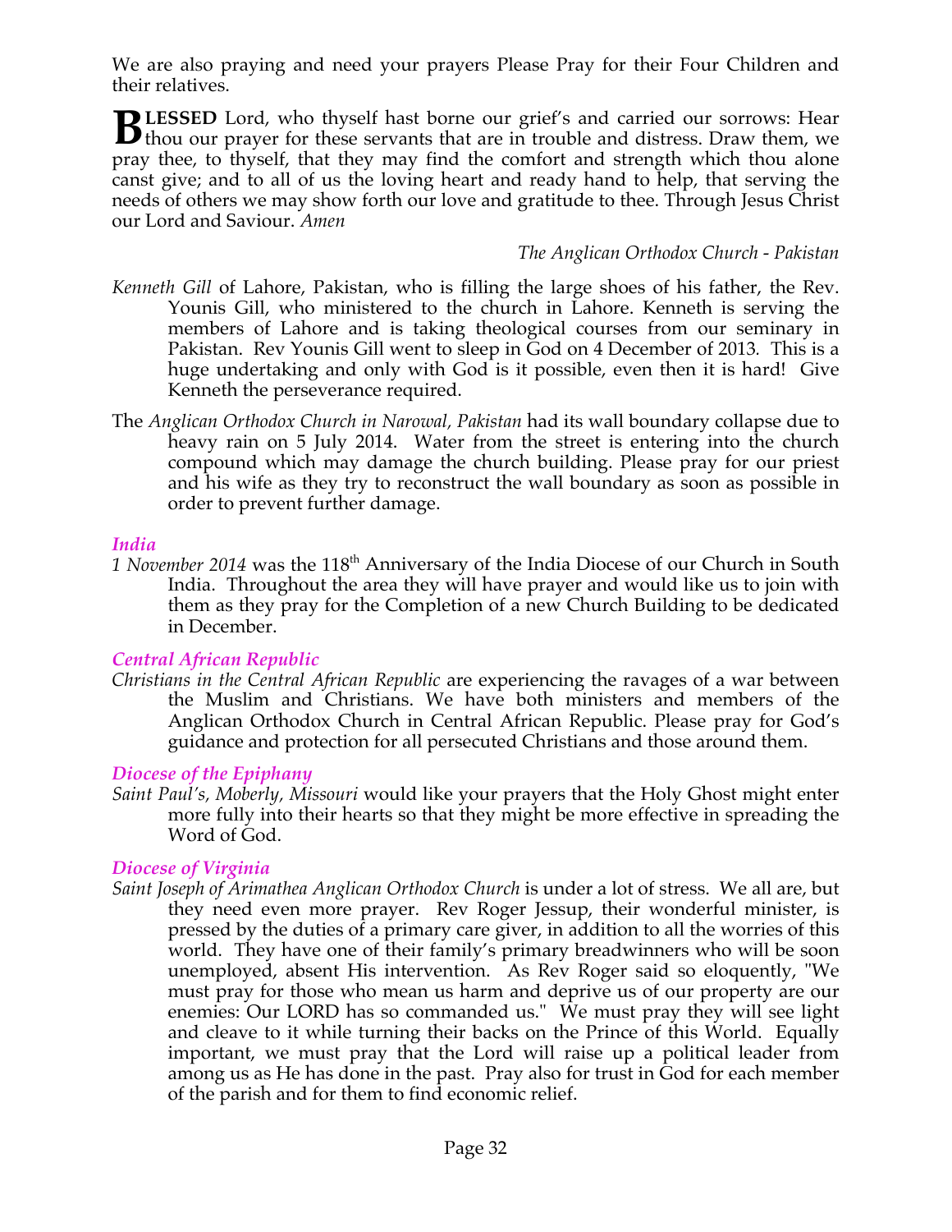We are also praying and need your prayers Please Pray for their Four Children and their relatives.

**BLESSED** Lord, who thyself hast borne our grief's and carried our sorrows: Hear thou our prayer for these servants that are in trouble and distress. Draw them, we pray thee, to thyself, that they may find the comfort and strength which thou alone canst give; and to all of us the loving heart and ready hand to help, that serving the needs of others we may show forth our love and gratitude to thee. Through Jesus Christ our Lord and Saviour. *Amen*

*The Anglican Orthodox Church - Pakistan*

*Kenneth Gill* of Lahore, Pakistan, who is filling the large shoes of his father, the Rev. Younis Gill, who ministered to the church in Lahore. Kenneth is serving the members of Lahore and is taking theological courses from our seminary in Pakistan. Rev Younis Gill went to sleep in God on 4 December of 2013. This is a huge undertaking and only with God is it possible, even then it is hard! Give Kenneth the perseverance required.

The *Anglican Orthodox Church in Narowal, Pakistan* had its wall boundary collapse due to heavy rain on 5 July 2014. Water from the street is entering into the church compound which may damage the church building. Please pray for our priest and his wife as they try to reconstruct the wall boundary as soon as possible in order to prevent further damage.

### *India*

*1 November 2014* was the 118th Anniversary of the India Diocese of our Church in South India. Throughout the area they will have prayer and would like us to join with them as they pray for the Completion of a new Church Building to be dedicated in December.

### *Central African Republic*

*Christians in the Central African Republic* are experiencing the ravages of a war between the Muslim and Christians. We have both ministers and members of the Anglican Orthodox Church in Central African Republic. Please pray for God's guidance and protection for all persecuted Christians and those around them.

### *Diocese of the Epiphany*

*Saint Paul's, Moberly, Missouri* would like your prayers that the Holy Ghost might enter more fully into their hearts so that they might be more effective in spreading the Word of God.

### *Diocese of Virginia*

*Saint Joseph of Arimathea Anglican Orthodox Church* is under a lot of stress. We all are, but they need even more prayer. Rev Roger Jessup, their wonderful minister, is pressed by the duties of a primary care giver, in addition to all the worries of this world. They have one of their family's primary breadwinners who will be soon unemployed, absent His intervention. As Rev Roger said so eloquently, "We must pray for those who mean us harm and deprive us of our property are our enemies: Our LORD has so commanded us." We must pray they will see light and cleave to it while turning their backs on the Prince of this World. Equally important, we must pray that the Lord will raise up a political leader from among us as He has done in the past. Pray also for trust in God for each member of the parish and for them to find economic relief.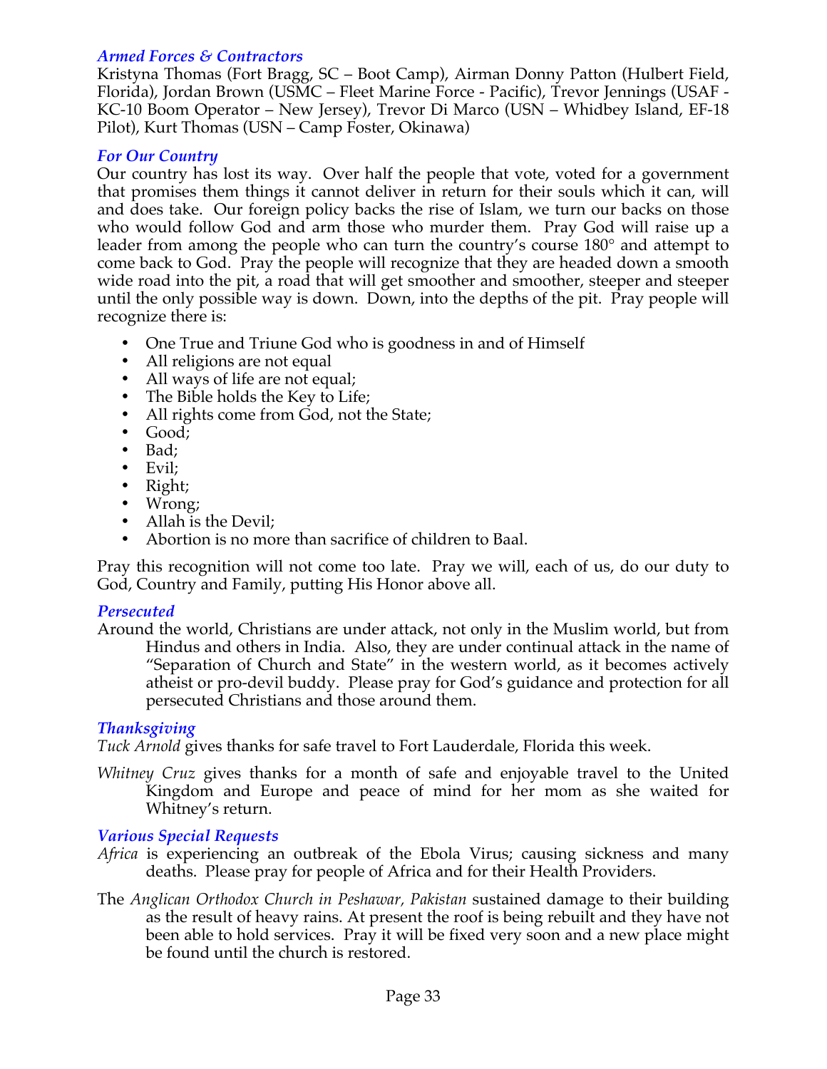### *Armed Forces & Contractors*

Kristyna Thomas (Fort Bragg, SC – Boot Camp), Airman Donny Patton (Hulbert Field, Florida), Jordan Brown (USMC – Fleet Marine Force - Pacific), Trevor Jennings (USAF - KC-10 Boom Operator – New Jersey), Trevor Di Marco (USN – Whidbey Island, EF-18 Pilot), Kurt Thomas (USN – Camp Foster, Okinawa)

### *For Our Country*

Our country has lost its way. Over half the people that vote, voted for a government that promises them things it cannot deliver in return for their souls which it can, will and does take. Our foreign policy backs the rise of Islam, we turn our backs on those who would follow God and arm those who murder them. Pray God will raise up a leader from among the people who can turn the country's course 180° and attempt to come back to God. Pray the people will recognize that they are headed down a smooth wide road into the pit, a road that will get smoother and smoother, steeper and steeper until the only possible way is down. Down, into the depths of the pit. Pray people will recognize there is:

- One True and Triune God who is goodness in and of Himself
- All religions are not equal
- All ways of life are not equal;
- The Bible holds the Key to Life;
- All rights come from God, not the State;
- Good;
- Bad;
- Evil;
- Right;
- Wrong;
- Allah is the Devil;
- Abortion is no more than sacrifice of children to Baal.

Pray this recognition will not come too late. Pray we will, each of us, do our duty to God, Country and Family, putting His Honor above all.

### *Persecuted*

Around the world, Christians are under attack, not only in the Muslim world, but from Hindus and others in India. Also, they are under continual attack in the name of "Separation of Church and State" in the western world, as it becomes actively atheist or pro-devil buddy. Please pray for God's guidance and protection for all persecuted Christians and those around them.

### *Thanksgiving*

*Tuck Arnold* gives thanks for safe travel to Fort Lauderdale, Florida this week.

*Whitney Cruz* gives thanks for a month of safe and enjoyable travel to the United Kingdom and Europe and peace of mind for her mom as she waited for Whitney's return.

### *Various Special Requests*

*Africa* is experiencing an outbreak of the Ebola Virus; causing sickness and many deaths. Please pray for people of Africa and for their Health Providers.

The *Anglican Orthodox Church in Peshawar, Pakistan* sustained damage to their building as the result of heavy rains. At present the roof is being rebuilt and they have not been able to hold services. Pray it will be fixed very soon and a new place might be found until the church is restored.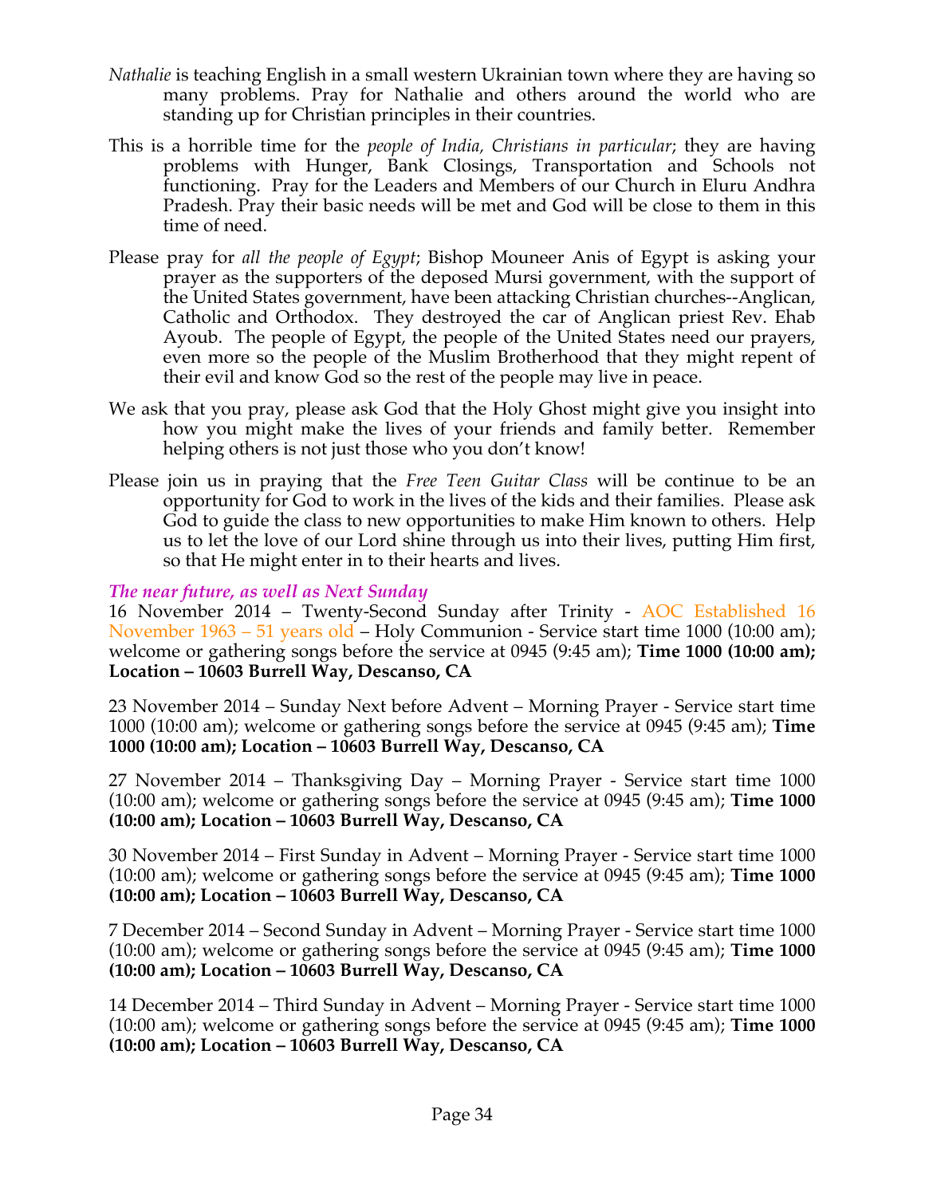*Nathalie* is teaching English in a small western Ukrainian town where they are having so many problems. Pray for Nathalie and others around the world who are standing up for Christian principles in their countries.

This is a horrible time for the *people of India, Christians in particular*; they are having problems with Hunger, Bank Closings, Transportation and Schools not functioning. Pray for the Leaders and Members of our Church in Eluru Andhra Pradesh. Pray their basic needs will be met and God will be close to them in this time of need.

Please pray for *all the people of Egypt*; Bishop Mouneer Anis of Egypt is asking your prayer as the supporters of the deposed Mursi government, with the support of the United States government, have been attacking Christian churches--Anglican, Catholic and Orthodox. They destroyed the car of Anglican priest Rev. Ehab Ayoub. The people of Egypt, the people of the United States need our prayers, even more so the people of the Muslim Brotherhood that they might repent of their evil and know God so the rest of the people may live in peace.

We ask that you pray, please ask God that the Holy Ghost might give you insight into how you might make the lives of your friends and family better. Remember helping others is not just those who you don't know!

Please join us in praying that the *Free Teen Guitar Class* will be continue to be an opportunity for God to work in the lives of the kids and their families. Please ask God to guide the class to new opportunities to make Him known to others. Help us to let the love of our Lord shine through us into their lives, putting Him first, so that He might enter in to their hearts and lives.

### *The near future, as well as Next Sunday*

16 November 2014 – Twenty-Second Sunday after Trinity - AOC Established 16 November 1963 – 51 years old – Holy Communion - Service start time 1000 (10:00 am); welcome or gathering songs before the service at 0945 (9:45 am); **Time 1000 (10:00 am); Location – 10603 Burrell Way, Descanso, CA**

23 November 2014 – Sunday Next before Advent – Morning Prayer - Service start time 1000 (10:00 am); welcome or gathering songs before the service at 0945 (9:45 am); **Time 1000 (10:00 am); Location – 10603 Burrell Way, Descanso, CA**

27 November 2014 – Thanksgiving Day – Morning Prayer - Service start time 1000 (10:00 am); welcome or gathering songs before the service at 0945 (9:45 am); **Time 1000 (10:00 am); Location – 10603 Burrell Way, Descanso, CA**

30 November 2014 – First Sunday in Advent – Morning Prayer - Service start time 1000 (10:00 am); welcome or gathering songs before the service at 0945 (9:45 am); **Time 1000 (10:00 am); Location – 10603 Burrell Way, Descanso, CA**

7 December 2014 – Second Sunday in Advent – Morning Prayer - Service start time 1000 (10:00 am); welcome or gathering songs before the service at 0945 (9:45 am); **Time 1000 (10:00 am); Location – 10603 Burrell Way, Descanso, CA**

14 December 2014 – Third Sunday in Advent – Morning Prayer - Service start time 1000 (10:00 am); welcome or gathering songs before the service at 0945 (9:45 am); **Time 1000 (10:00 am); Location – 10603 Burrell Way, Descanso, CA**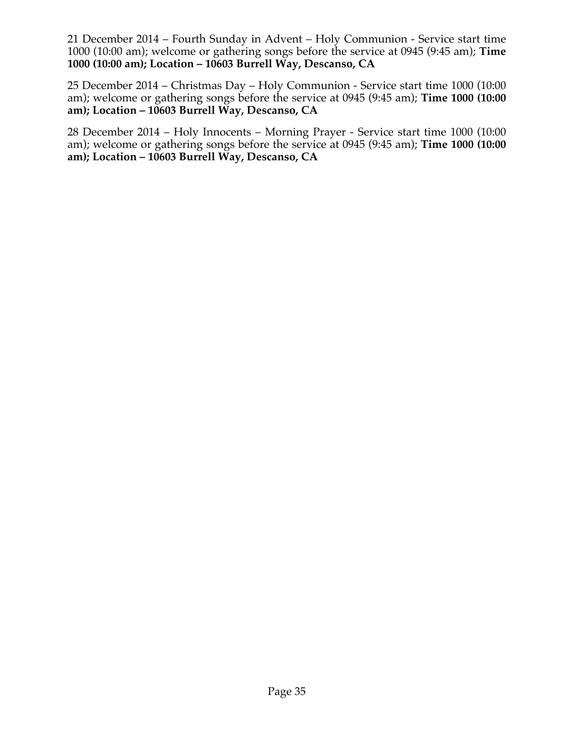21 December 2014 – Fourth Sunday in Advent – Holy Communion - Service start time 1000 (10:00 am); welcome or gathering songs before the service at 0945 (9:45 am); **Time 1000 (10:00 am); Location – 10603 Burrell Way, Descanso, CA**

25 December 2014 – Christmas Day – Holy Communion - Service start time 1000 (10:00 am); welcome or gathering songs before the service at 0945 (9:45 am); **Time 1000 (10:00 am); Location – 10603 Burrell Way, Descanso, CA**

28 December 2014 – Holy Innocents – Morning Prayer - Service start time 1000 (10:00 am); welcome or gathering songs before the service at 0945 (9:45 am); **Time 1000 (10:00 am); Location – 10603 Burrell Way, Descanso, CA**